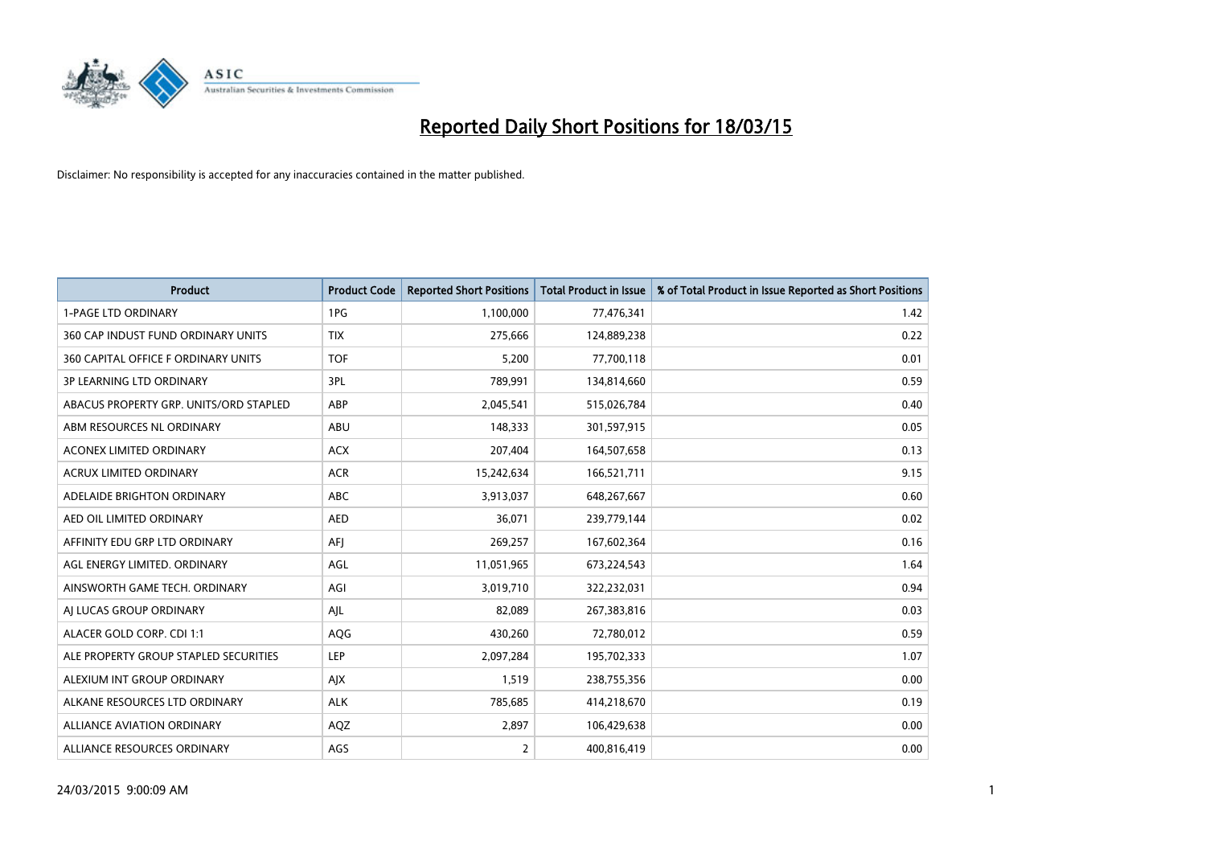# Reported Daily Short Positions for 18/03/15

Disclaimer: No responsibility is accepted for any inaccuracies contained in the matter published.

| Product | Product Code | Reported Short Positions | Total Product in Issue | % of Total Product in Issue Reported as Short Positions |
|---|---|---|---|---|
| 1-PAGE LTD ORDINARY | 1PG | 1,100,000 | 77,476,341 | 1.42 |
| 360 CAP INDUST FUND ORDINARY UNITS | TIX | 275,666 | 124,889,238 | 0.22 |
| 360 CAPITAL OFFICE F ORDINARY UNITS | TOF | 5,200 | 77,700,118 | 0.01 |
| 3P LEARNING LTD ORDINARY | 3PL | 789,991 | 134,814,660 | 0.59 |
| ABACUS PROPERTY GRP. UNITS/ORD STAPLED | ABP | 2,045,541 | 515,026,784 | 0.40 |
| ABM RESOURCES NL ORDINARY | ABU | 148,333 | 301,597,915 | 0.05 |
| ACONEX LIMITED ORDINARY | ACX | 207,404 | 164,507,658 | 0.13 |
| ACRUX LIMITED ORDINARY | ACR | 15,242,634 | 166,521,711 | 9.15 |
| ADELAIDE BRIGHTON ORDINARY | ABC | 3,913,037 | 648,267,667 | 0.60 |
| AED OIL LIMITED ORDINARY | AED | 36,071 | 239,779,144 | 0.02 |
| AFFINITY EDU GRP LTD ORDINARY | AFJ | 269,257 | 167,602,364 | 0.16 |
| AGL ENERGY LIMITED. ORDINARY | AGL | 11,051,965 | 673,224,543 | 1.64 |
| AINSWORTH GAME TECH. ORDINARY | AGI | 3,019,710 | 322,232,031 | 0.94 |
| AJ LUCAS GROUP ORDINARY | AJL | 82,089 | 267,383,816 | 0.03 |
| ALACER GOLD CORP. CDI 1:1 | AQG | 430,260 | 72,780,012 | 0.59 |
| ALE PROPERTY GROUP STAPLED SECURITIES | LEP | 2,097,284 | 195,702,333 | 1.07 |
| ALEXIUM INT GROUP ORDINARY | AJX | 1,519 | 238,755,356 | 0.00 |
| ALKANE RESOURCES LTD ORDINARY | ALK | 785,685 | 414,218,670 | 0.19 |
| ALLIANCE AVIATION ORDINARY | AQZ | 2,897 | 106,429,638 | 0.00 |
| ALLIANCE RESOURCES ORDINARY | AGS | 2 | 400,816,419 | 0.00 |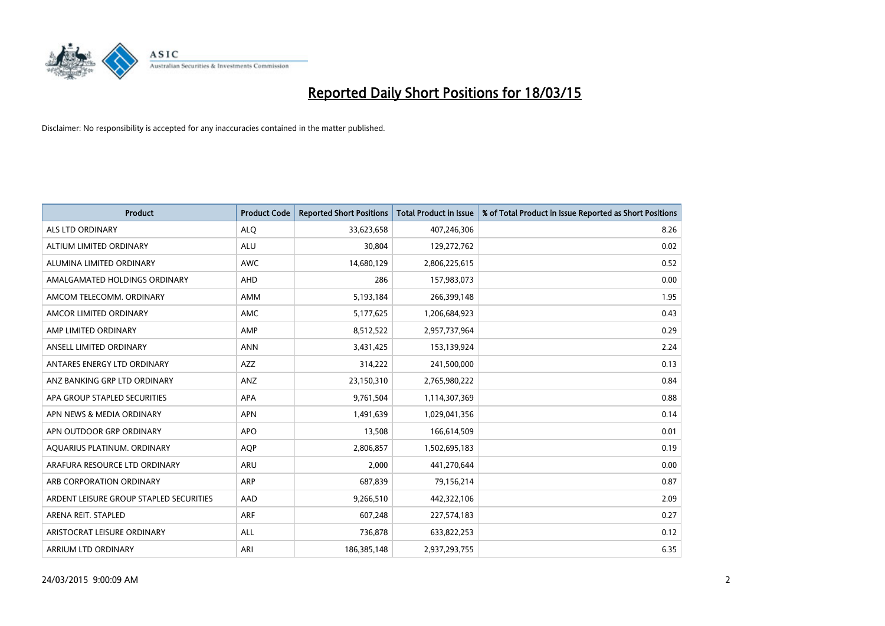# Reported Daily Short Positions for 18/03/15

Disclaimer: No responsibility is accepted for any inaccuracies contained in the matter published.

| Product | Product Code | Reported Short Positions | Total Product in Issue | % of Total Product in Issue Reported as Short Positions |
|---|---|---|---|---|
| ALS LTD ORDINARY | ALQ | 33,623,658 | 407,246,306 | 8.26 |
| ALTIUM LIMITED ORDINARY | ALU | 30,804 | 129,272,762 | 0.02 |
| ALUMINA LIMITED ORDINARY | AWC | 14,680,129 | 2,806,225,615 | 0.52 |
| AMALGAMATED HOLDINGS ORDINARY | AHD | 286 | 157,983,073 | 0.00 |
| AMCOM TELECOMM. ORDINARY | AMM | 5,193,184 | 266,399,148 | 1.95 |
| AMCOR LIMITED ORDINARY | AMC | 5,177,625 | 1,206,684,923 | 0.43 |
| AMP LIMITED ORDINARY | AMP | 8,512,522 | 2,957,737,964 | 0.29 |
| ANSELL LIMITED ORDINARY | ANN | 3,431,425 | 153,139,924 | 2.24 |
| ANTARES ENERGY LTD ORDINARY | AZZ | 314,222 | 241,500,000 | 0.13 |
| ANZ BANKING GRP LTD ORDINARY | ANZ | 23,150,310 | 2,765,980,222 | 0.84 |
| APA GROUP STAPLED SECURITIES | APA | 9,761,504 | 1,114,307,369 | 0.88 |
| APN NEWS & MEDIA ORDINARY | APN | 1,491,639 | 1,029,041,356 | 0.14 |
| APN OUTDOOR GRP ORDINARY | APO | 13,508 | 166,614,509 | 0.01 |
| AQUARIUS PLATINUM. ORDINARY | AQP | 2,806,857 | 1,502,695,183 | 0.19 |
| ARAFURA RESOURCE LTD ORDINARY | ARU | 2,000 | 441,270,644 | 0.00 |
| ARB CORPORATION ORDINARY | ARP | 687,839 | 79,156,214 | 0.87 |
| ARDENT LEISURE GROUP STAPLED SECURITIES | AAD | 9,266,510 | 442,322,106 | 2.09 |
| ARENA REIT. STAPLED | ARF | 607,248 | 227,574,183 | 0.27 |
| ARISTOCRAT LEISURE ORDINARY | ALL | 736,878 | 633,822,253 | 0.12 |
| ARRIUM LTD ORDINARY | ARI | 186,385,148 | 2,937,293,755 | 6.35 |

24/03/2015 9:00:09 AM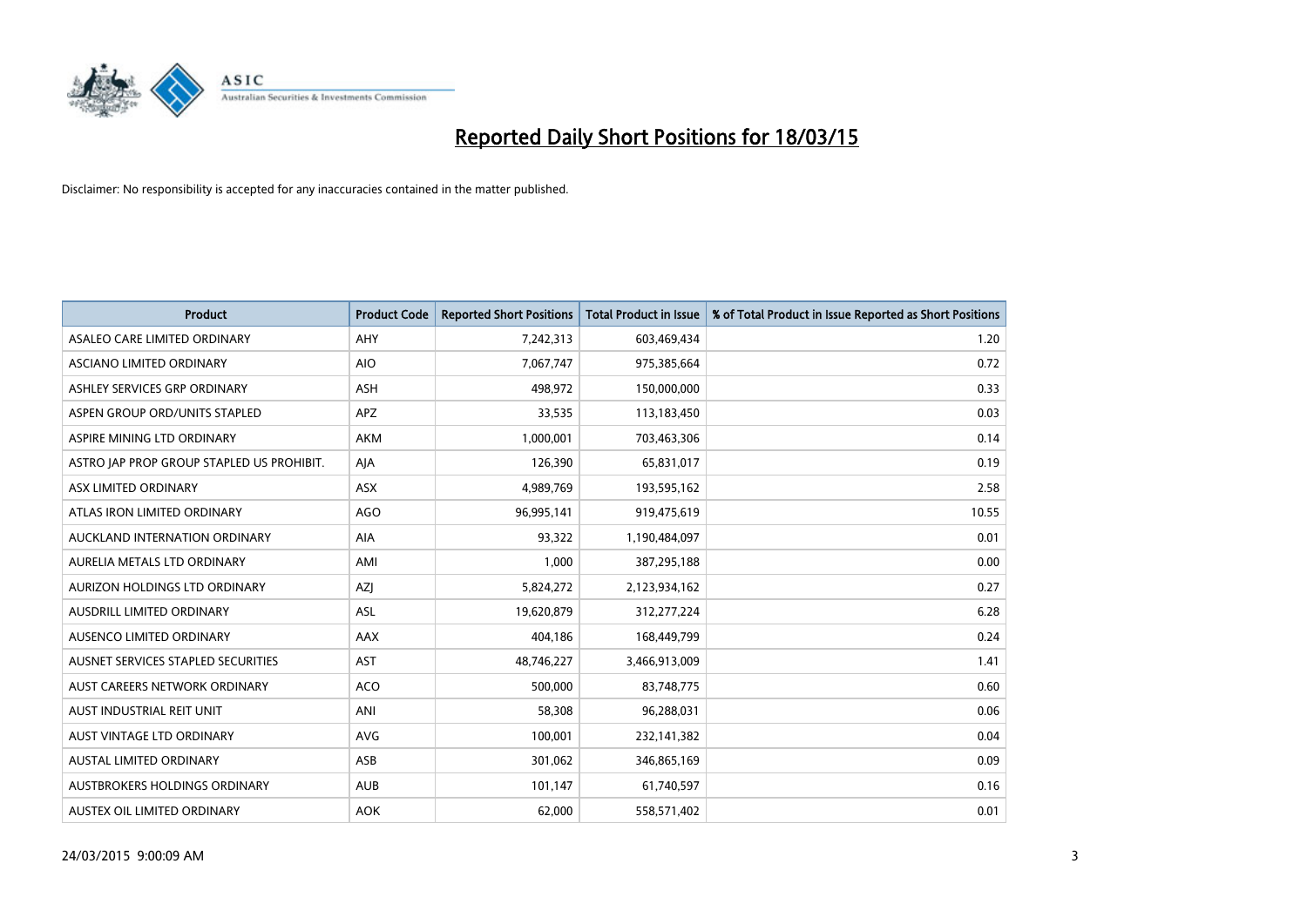# Reported Daily Short Positions for 18/03/15

Disclaimer: No responsibility is accepted for any inaccuracies contained in the matter published.

| Product | Product Code | Reported Short Positions | Total Product in Issue | % of Total Product in Issue Reported as Short Positions |
|---|---|---|---|---|
| ASALEO CARE LIMITED ORDINARY | AHY | 7,242,313 | 603,469,434 | 1.20 |
| ASCIANO LIMITED ORDINARY | AIO | 7,067,747 | 975,385,664 | 0.72 |
| ASHLEY SERVICES GRP ORDINARY | ASH | 498,972 | 150,000,000 | 0.33 |
| ASPEN GROUP ORD/UNITS STAPLED | APZ | 33,535 | 113,183,450 | 0.03 |
| ASPIRE MINING LTD ORDINARY | AKM | 1,000,001 | 703,463,306 | 0.14 |
| ASTRO JAP PROP GROUP STAPLED US PROHIBIT. | AJA | 126,390 | 65,831,017 | 0.19 |
| ASX LIMITED ORDINARY | ASX | 4,989,769 | 193,595,162 | 2.58 |
| ATLAS IRON LIMITED ORDINARY | AGO | 96,995,141 | 919,475,619 | 10.55 |
| AUCKLAND INTERNATION ORDINARY | AIA | 93,322 | 1,190,484,097 | 0.01 |
| AURELIA METALS LTD ORDINARY | AMI | 1,000 | 387,295,188 | 0.00 |
| AURIZON HOLDINGS LTD ORDINARY | AZJ | 5,824,272 | 2,123,934,162 | 0.27 |
| AUSDRILL LIMITED ORDINARY | ASL | 19,620,879 | 312,277,224 | 6.28 |
| AUSENCO LIMITED ORDINARY | AAX | 404,186 | 168,449,799 | 0.24 |
| AUSNET SERVICES STAPLED SECURITIES | AST | 48,746,227 | 3,466,913,009 | 1.41 |
| AUST CAREERS NETWORK ORDINARY | ACO | 500,000 | 83,748,775 | 0.60 |
| AUST INDUSTRIAL REIT UNIT | ANI | 58,308 | 96,288,031 | 0.06 |
| AUST VINTAGE LTD ORDINARY | AVG | 100,001 | 232,141,382 | 0.04 |
| AUSTAL LIMITED ORDINARY | ASB | 301,062 | 346,865,169 | 0.09 |
| AUSTBROKERS HOLDINGS ORDINARY | AUB | 101,147 | 61,740,597 | 0.16 |
| AUSTEX OIL LIMITED ORDINARY | AOK | 62,000 | 558,571,402 | 0.01 |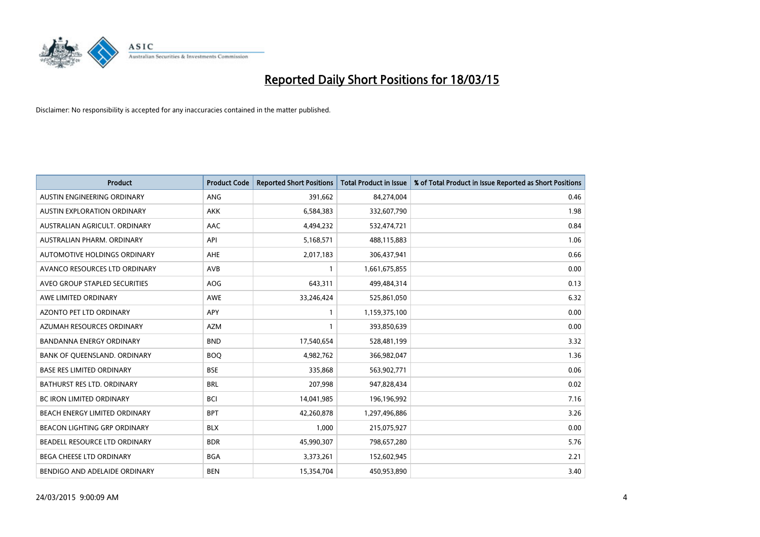# Reported Daily Short Positions for 18/03/15

Disclaimer: No responsibility is accepted for any inaccuracies contained in the matter published.

| Product | Product Code | Reported Short Positions | Total Product in Issue | % of Total Product in Issue Reported as Short Positions |
|---|---|---|---|---|
| AUSTIN ENGINEERING ORDINARY | ANG | 391,662 | 84,274,004 | 0.46 |
| AUSTIN EXPLORATION ORDINARY | AKK | 6,584,383 | 332,607,790 | 1.98 |
| AUSTRALIAN AGRICULT. ORDINARY | AAC | 4,494,232 | 532,474,721 | 0.84 |
| AUSTRALIAN PHARM. ORDINARY | API | 5,168,571 | 488,115,883 | 1.06 |
| AUTOMOTIVE HOLDINGS ORDINARY | AHE | 2,017,183 | 306,437,941 | 0.66 |
| AVANCO RESOURCES LTD ORDINARY | AVB | 1 | 1,661,675,855 | 0.00 |
| AVEO GROUP STAPLED SECURITIES | AOG | 643,311 | 499,484,314 | 0.13 |
| AWE LIMITED ORDINARY | AWE | 33,246,424 | 525,861,050 | 6.32 |
| AZONTO PET LTD ORDINARY | APY | 1 | 1,159,375,100 | 0.00 |
| AZUMAH RESOURCES ORDINARY | AZM | 1 | 393,850,639 | 0.00 |
| BANDANNA ENERGY ORDINARY | BND | 17,540,654 | 528,481,199 | 3.32 |
| BANK OF QUEENSLAND. ORDINARY | BOQ | 4,982,762 | 366,982,047 | 1.36 |
| BASE RES LIMITED ORDINARY | BSE | 335,868 | 563,902,771 | 0.06 |
| BATHURST RES LTD. ORDINARY | BRL | 207,998 | 947,828,434 | 0.02 |
| BC IRON LIMITED ORDINARY | BCI | 14,041,985 | 196,196,992 | 7.16 |
| BEACH ENERGY LIMITED ORDINARY | BPT | 42,260,878 | 1,297,496,886 | 3.26 |
| BEACON LIGHTING GRP ORDINARY | BLX | 1,000 | 215,075,927 | 0.00 |
| BEADELL RESOURCE LTD ORDINARY | BDR | 45,990,307 | 798,657,280 | 5.76 |
| BEGA CHEESE LTD ORDINARY | BGA | 3,373,261 | 152,602,945 | 2.21 |
| BENDIGO AND ADELAIDE ORDINARY | BEN | 15,354,704 | 450,953,890 | 3.40 |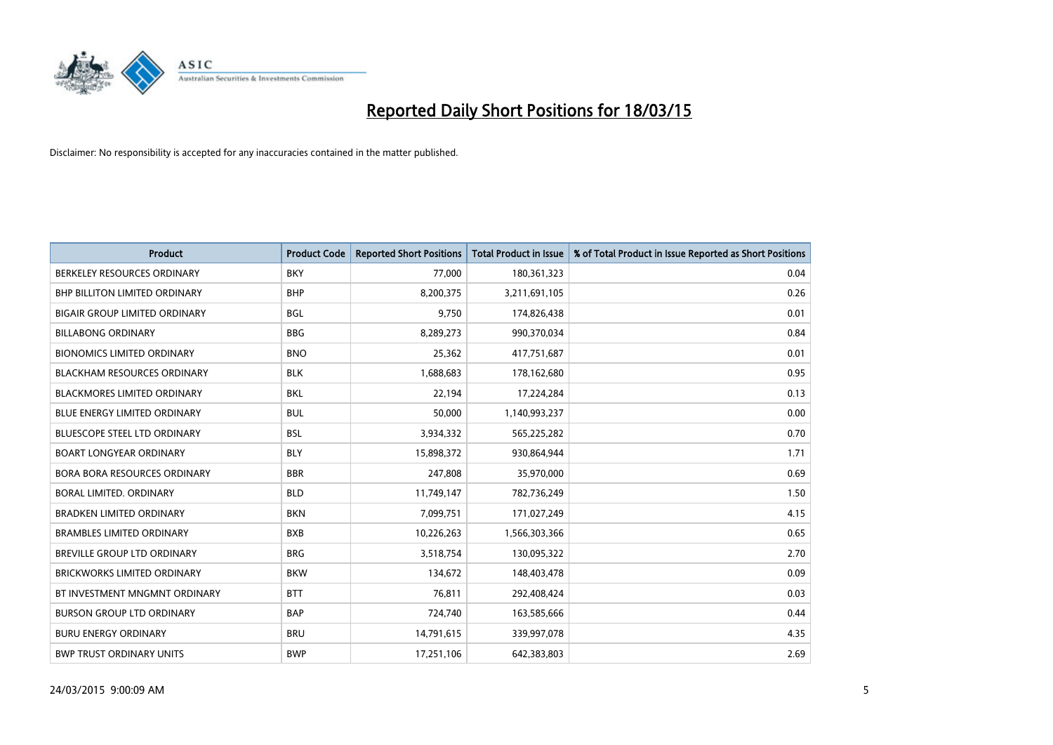# Reported Daily Short Positions for 18/03/15

Disclaimer: No responsibility is accepted for any inaccuracies contained in the matter published.

| Product | Product Code | Reported Short Positions | Total Product in Issue | % of Total Product in Issue Reported as Short Positions |
|---|---|---|---|---|
| BERKELEY RESOURCES ORDINARY | BKY | 77,000 | 180,361,323 | 0.04 |
| BHP BILLITON LIMITED ORDINARY | BHP | 8,200,375 | 3,211,691,105 | 0.26 |
| BIGAIR GROUP LIMITED ORDINARY | BGL | 9,750 | 174,826,438 | 0.01 |
| BILLABONG ORDINARY | BBG | 8,289,273 | 990,370,034 | 0.84 |
| BIONOMICS LIMITED ORDINARY | BNO | 25,362 | 417,751,687 | 0.01 |
| BLACKHAM RESOURCES ORDINARY | BLK | 1,688,683 | 178,162,680 | 0.95 |
| BLACKMORES LIMITED ORDINARY | BKL | 22,194 | 17,224,284 | 0.13 |
| BLUE ENERGY LIMITED ORDINARY | BUL | 50,000 | 1,140,993,237 | 0.00 |
| BLUESCOPE STEEL LTD ORDINARY | BSL | 3,934,332 | 565,225,282 | 0.70 |
| BOART LONGYEAR ORDINARY | BLY | 15,898,372 | 930,864,944 | 1.71 |
| BORA BORA RESOURCES ORDINARY | BBR | 247,808 | 35,970,000 | 0.69 |
| BORAL LIMITED. ORDINARY | BLD | 11,749,147 | 782,736,249 | 1.50 |
| BRADKEN LIMITED ORDINARY | BKN | 7,099,751 | 171,027,249 | 4.15 |
| BRAMBLES LIMITED ORDINARY | BXB | 10,226,263 | 1,566,303,366 | 0.65 |
| BREVILLE GROUP LTD ORDINARY | BRG | 3,518,754 | 130,095,322 | 2.70 |
| BRICKWORKS LIMITED ORDINARY | BKW | 134,672 | 148,403,478 | 0.09 |
| BT INVESTMENT MNGMNT ORDINARY | BTT | 76,811 | 292,408,424 | 0.03 |
| BURSON GROUP LTD ORDINARY | BAP | 724,740 | 163,585,666 | 0.44 |
| BURU ENERGY ORDINARY | BRU | 14,791,615 | 339,997,078 | 4.35 |
| BWP TRUST ORDINARY UNITS | BWP | 17,251,106 | 642,383,803 | 2.69 |

24/03/2015 9:00:09 AM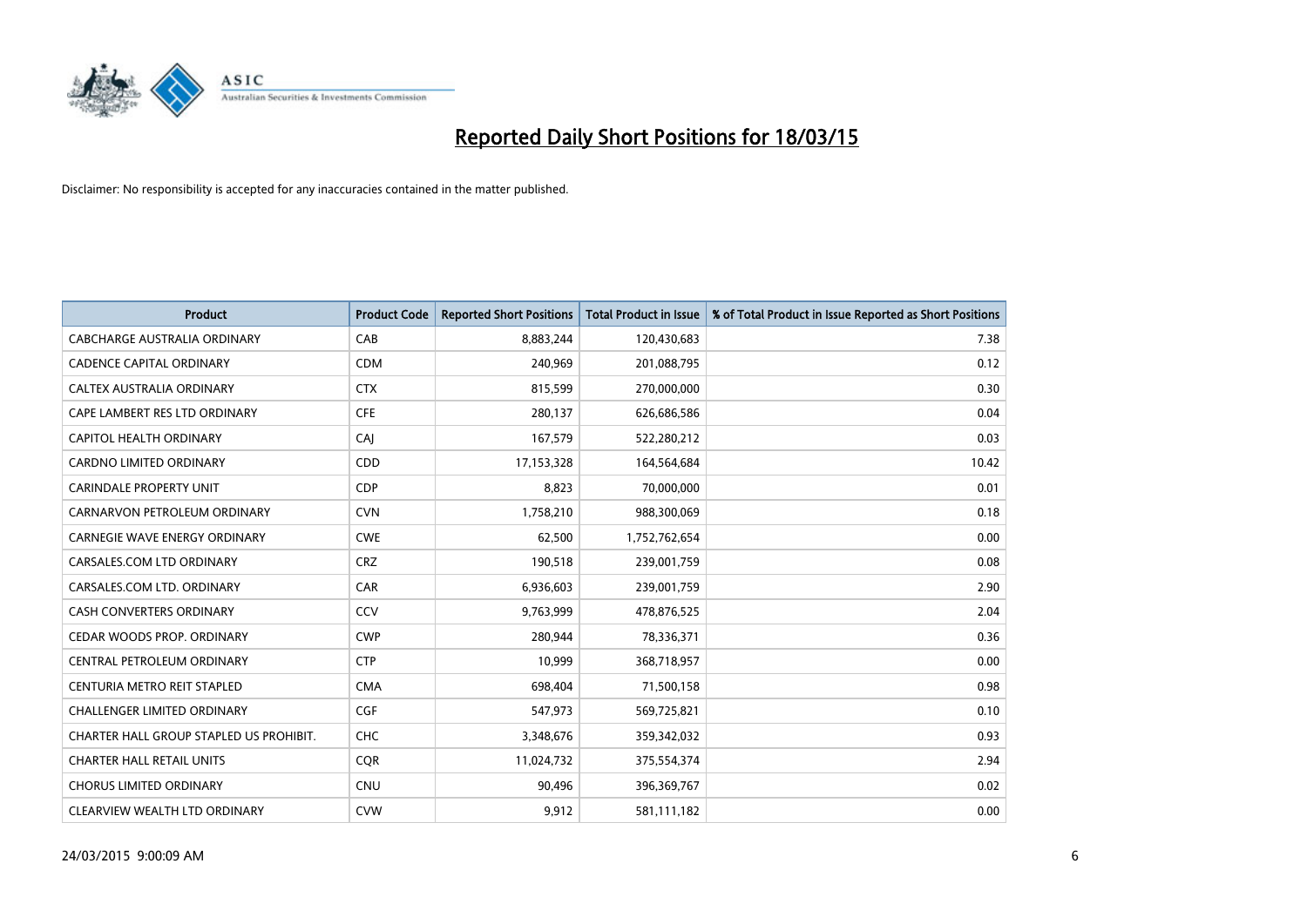# Reported Daily Short Positions for 18/03/15

Disclaimer: No responsibility is accepted for any inaccuracies contained in the matter published.

| Product | Product Code | Reported Short Positions | Total Product in Issue | % of Total Product in Issue Reported as Short Positions |
|---|---|---|---|---|
| CABCHARGE AUSTRALIA ORDINARY | CAB | 8,883,244 | 120,430,683 | 7.38 |
| CADENCE CAPITAL ORDINARY | CDM | 240,969 | 201,088,795 | 0.12 |
| CALTEX AUSTRALIA ORDINARY | CTX | 815,599 | 270,000,000 | 0.30 |
| CAPE LAMBERT RES LTD ORDINARY | CFE | 280,137 | 626,686,586 | 0.04 |
| CAPITOL HEALTH ORDINARY | CAJ | 167,579 | 522,280,212 | 0.03 |
| CARDNO LIMITED ORDINARY | CDD | 17,153,328 | 164,564,684 | 10.42 |
| CARINDALE PROPERTY UNIT | CDP | 8,823 | 70,000,000 | 0.01 |
| CARNARVON PETROLEUM ORDINARY | CVN | 1,758,210 | 988,300,069 | 0.18 |
| CARNEGIE WAVE ENERGY ORDINARY | CWE | 62,500 | 1,752,762,654 | 0.00 |
| CARSALES.COM LTD ORDINARY | CRZ | 190,518 | 239,001,759 | 0.08 |
| CARSALES.COM LTD. ORDINARY | CAR | 6,936,603 | 239,001,759 | 2.90 |
| CASH CONVERTERS ORDINARY | CCV | 9,763,999 | 478,876,525 | 2.04 |
| CEDAR WOODS PROP. ORDINARY | CWP | 280,944 | 78,336,371 | 0.36 |
| CENTRAL PETROLEUM ORDINARY | CTP | 10,999 | 368,718,957 | 0.00 |
| CENTURIA METRO REIT STAPLED | CMA | 698,404 | 71,500,158 | 0.98 |
| CHALLENGER LIMITED ORDINARY | CGF | 547,973 | 569,725,821 | 0.10 |
| CHARTER HALL GROUP STAPLED US PROHIBIT. | CHC | 3,348,676 | 359,342,032 | 0.93 |
| CHARTER HALL RETAIL UNITS | CQR | 11,024,732 | 375,554,374 | 2.94 |
| CHORUS LIMITED ORDINARY | CNU | 90,496 | 396,369,767 | 0.02 |
| CLEARVIEW WEALTH LTD ORDINARY | CVW | 9,912 | 581,111,182 | 0.00 |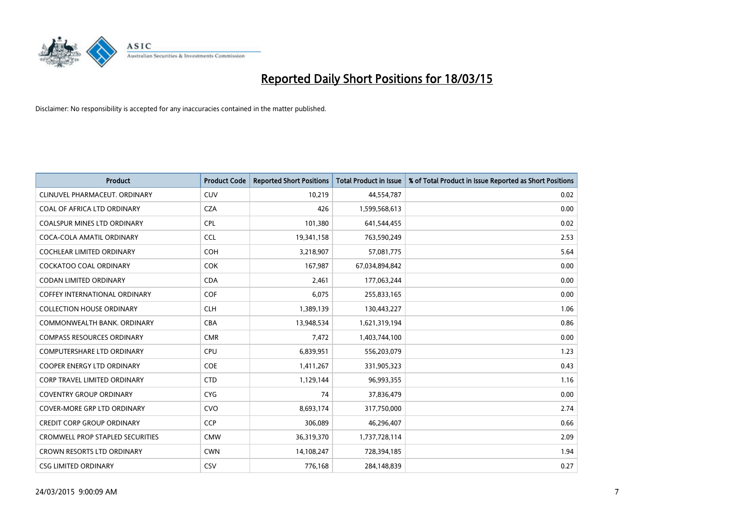# Reported Daily Short Positions for 18/03/15

Disclaimer: No responsibility is accepted for any inaccuracies contained in the matter published.

| Product | Product Code | Reported Short Positions | Total Product in Issue | % of Total Product in Issue Reported as Short Positions |
|---|---|---|---|---|
| CLINUVEL PHARMACEUT. ORDINARY | CUV | 10,219 | 44,554,787 | 0.02 |
| COAL OF AFRICA LTD ORDINARY | CZA | 426 | 1,599,568,613 | 0.00 |
| COALSPUR MINES LTD ORDINARY | CPL | 101,380 | 641,544,455 | 0.02 |
| COCA-COLA AMATIL ORDINARY | CCL | 19,341,158 | 763,590,249 | 2.53 |
| COCHLEAR LIMITED ORDINARY | COH | 3,218,907 | 57,081,775 | 5.64 |
| COCKATOO COAL ORDINARY | COK | 167,987 | 67,034,894,842 | 0.00 |
| CODAN LIMITED ORDINARY | CDA | 2,461 | 177,063,244 | 0.00 |
| COFFEY INTERNATIONAL ORDINARY | COF | 6,075 | 255,833,165 | 0.00 |
| COLLECTION HOUSE ORDINARY | CLH | 1,389,139 | 130,443,227 | 1.06 |
| COMMONWEALTH BANK. ORDINARY | CBA | 13,948,534 | 1,621,319,194 | 0.86 |
| COMPASS RESOURCES ORDINARY | CMR | 7,472 | 1,403,744,100 | 0.00 |
| COMPUTERSHARE LTD ORDINARY | CPU | 6,839,951 | 556,203,079 | 1.23 |
| COOPER ENERGY LTD ORDINARY | COE | 1,411,267 | 331,905,323 | 0.43 |
| CORP TRAVEL LIMITED ORDINARY | CTD | 1,129,144 | 96,993,355 | 1.16 |
| COVENTRY GROUP ORDINARY | CYG | 74 | 37,836,479 | 0.00 |
| COVER-MORE GRP LTD ORDINARY | CVO | 8,693,174 | 317,750,000 | 2.74 |
| CREDIT CORP GROUP ORDINARY | CCP | 306,089 | 46,296,407 | 0.66 |
| CROMWELL PROP STAPLED SECURITIES | CMW | 36,319,370 | 1,737,728,114 | 2.09 |
| CROWN RESORTS LTD ORDINARY | CWN | 14,108,247 | 728,394,185 | 1.94 |
| CSG LIMITED ORDINARY | CSV | 776,168 | 284,148,839 | 0.27 |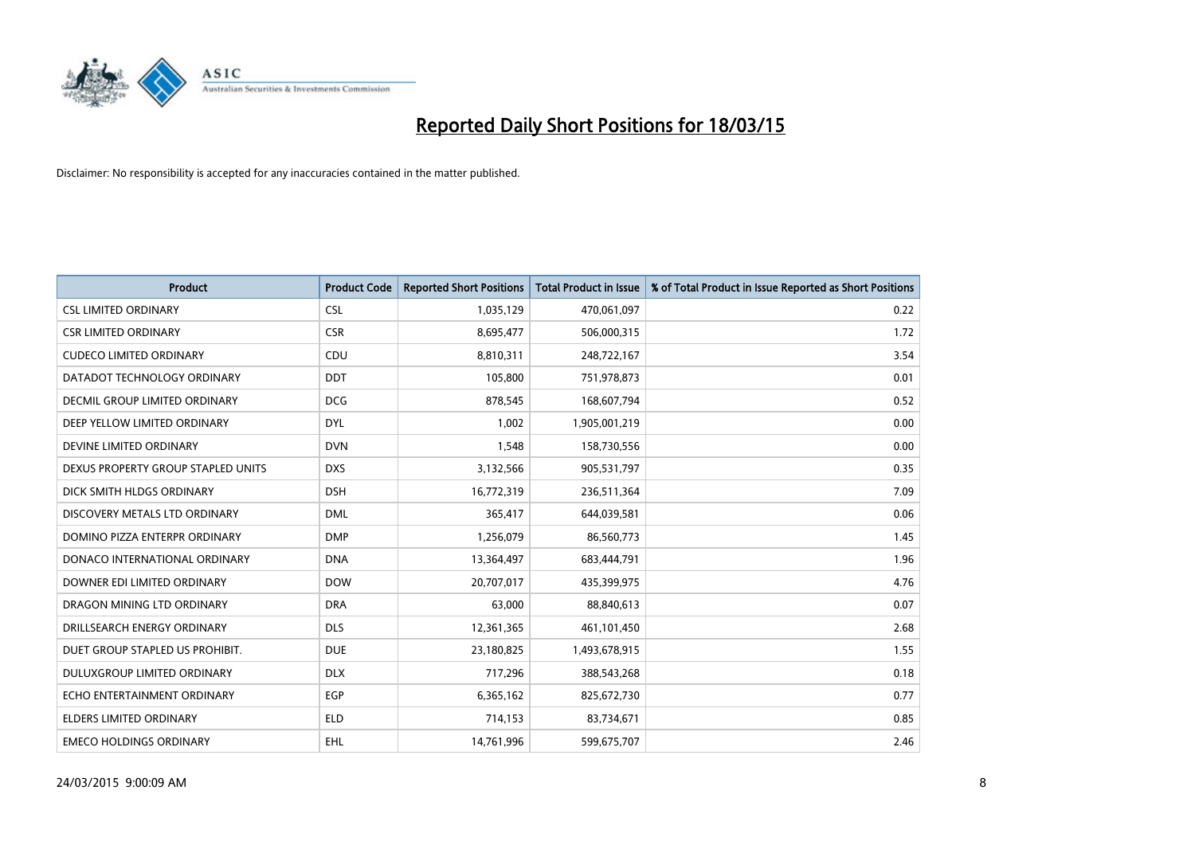# Reported Daily Short Positions for 18/03/15

Disclaimer: No responsibility is accepted for any inaccuracies contained in the matter published.

| Product | Product Code | Reported Short Positions | Total Product in Issue | % of Total Product in Issue Reported as Short Positions |
|---|---|---|---|---|
| CSL LIMITED ORDINARY | CSL | 1,035,129 | 470,061,097 | 0.22 |
| CSR LIMITED ORDINARY | CSR | 8,695,477 | 506,000,315 | 1.72 |
| CUDECO LIMITED ORDINARY | CDU | 8,810,311 | 248,722,167 | 3.54 |
| DATADOT TECHNOLOGY ORDINARY | DDT | 105,800 | 751,978,873 | 0.01 |
| DECMIL GROUP LIMITED ORDINARY | DCG | 878,545 | 168,607,794 | 0.52 |
| DEEP YELLOW LIMITED ORDINARY | DYL | 1,002 | 1,905,001,219 | 0.00 |
| DEVINE LIMITED ORDINARY | DVN | 1,548 | 158,730,556 | 0.00 |
| DEXUS PROPERTY GROUP STAPLED UNITS | DXS | 3,132,566 | 905,531,797 | 0.35 |
| DICK SMITH HLDGS ORDINARY | DSH | 16,772,319 | 236,511,364 | 7.09 |
| DISCOVERY METALS LTD ORDINARY | DML | 365,417 | 644,039,581 | 0.06 |
| DOMINO PIZZA ENTERPR ORDINARY | DMP | 1,256,079 | 86,560,773 | 1.45 |
| DONACO INTERNATIONAL ORDINARY | DNA | 13,364,497 | 683,444,791 | 1.96 |
| DOWNER EDI LIMITED ORDINARY | DOW | 20,707,017 | 435,399,975 | 4.76 |
| DRAGON MINING LTD ORDINARY | DRA | 63,000 | 88,840,613 | 0.07 |
| DRILLSEARCH ENERGY ORDINARY | DLS | 12,361,365 | 461,101,450 | 2.68 |
| DUET GROUP STAPLED US PROHIBIT. | DUE | 23,180,825 | 1,493,678,915 | 1.55 |
| DULUXGROUP LIMITED ORDINARY | DLX | 717,296 | 388,543,268 | 0.18 |
| ECHO ENTERTAINMENT ORDINARY | EGP | 6,365,162 | 825,672,730 | 0.77 |
| ELDERS LIMITED ORDINARY | ELD | 714,153 | 83,734,671 | 0.85 |
| EMECO HOLDINGS ORDINARY | EHL | 14,761,996 | 599,675,707 | 2.46 |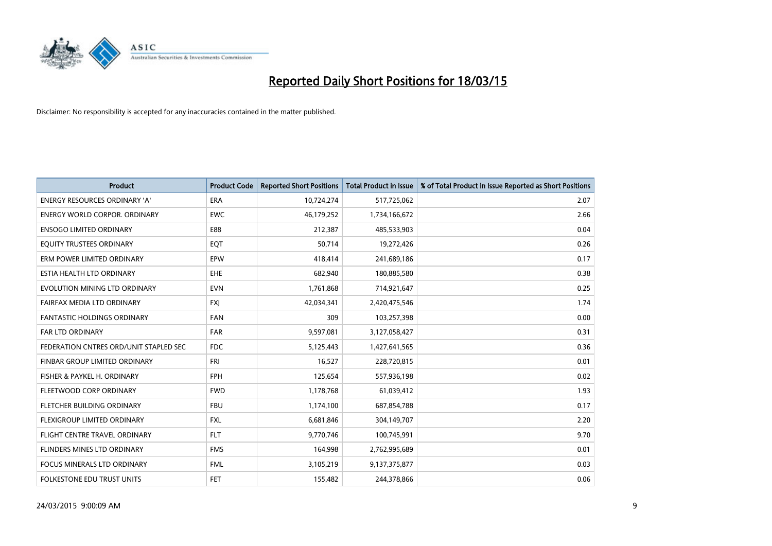# Reported Daily Short Positions for 18/03/15

Disclaimer: No responsibility is accepted for any inaccuracies contained in the matter published.

| Product | Product Code | Reported Short Positions | Total Product in Issue | % of Total Product in Issue Reported as Short Positions |
|---|---|---|---|---|
| ENERGY RESOURCES ORDINARY 'A' | ERA | 10,724,274 | 517,725,062 | 2.07 |
| ENERGY WORLD CORPOR. ORDINARY | EWC | 46,179,252 | 1,734,166,672 | 2.66 |
| ENSOGO LIMITED ORDINARY | E88 | 212,387 | 485,533,903 | 0.04 |
| EQUITY TRUSTEES ORDINARY | EQT | 50,714 | 19,272,426 | 0.26 |
| ERM POWER LIMITED ORDINARY | EPW | 418,414 | 241,689,186 | 0.17 |
| ESTIA HEALTH LTD ORDINARY | EHE | 682,940 | 180,885,580 | 0.38 |
| EVOLUTION MINING LTD ORDINARY | EVN | 1,761,868 | 714,921,647 | 0.25 |
| FAIRFAX MEDIA LTD ORDINARY | FXJ | 42,034,341 | 2,420,475,546 | 1.74 |
| FANTASTIC HOLDINGS ORDINARY | FAN | 309 | 103,257,398 | 0.00 |
| FAR LTD ORDINARY | FAR | 9,597,081 | 3,127,058,427 | 0.31 |
| FEDERATION CNTRES ORD/UNIT STAPLED SEC | FDC | 5,125,443 | 1,427,641,565 | 0.36 |
| FINBAR GROUP LIMITED ORDINARY | FRI | 16,527 | 228,720,815 | 0.01 |
| FISHER & PAYKEL H. ORDINARY | FPH | 125,654 | 557,936,198 | 0.02 |
| FLEETWOOD CORP ORDINARY | FWD | 1,178,768 | 61,039,412 | 1.93 |
| FLETCHER BUILDING ORDINARY | FBU | 1,174,100 | 687,854,788 | 0.17 |
| FLEXIGROUP LIMITED ORDINARY | FXL | 6,681,846 | 304,149,707 | 2.20 |
| FLIGHT CENTRE TRAVEL ORDINARY | FLT | 9,770,746 | 100,745,991 | 9.70 |
| FLINDERS MINES LTD ORDINARY | FMS | 164,998 | 2,762,995,689 | 0.01 |
| FOCUS MINERALS LTD ORDINARY | FML | 3,105,219 | 9,137,375,877 | 0.03 |
| FOLKESTONE EDU TRUST UNITS | FET | 155,482 | 244,378,866 | 0.06 |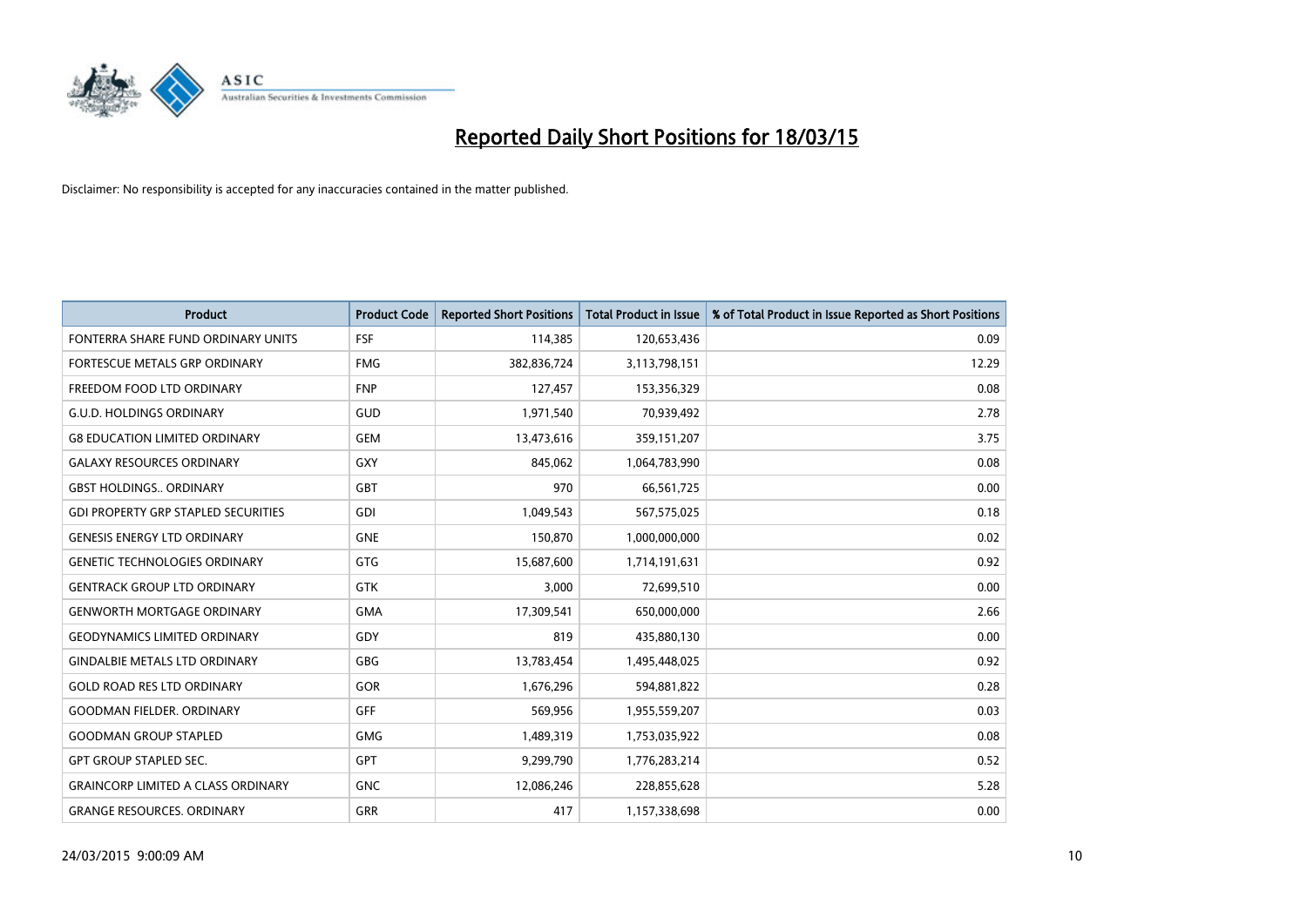# Reported Daily Short Positions for 18/03/15

Disclaimer: No responsibility is accepted for any inaccuracies contained in the matter published.

| Product | Product Code | Reported Short Positions | Total Product in Issue | % of Total Product in Issue Reported as Short Positions |
|---|---|---|---|---|
| FONTERRA SHARE FUND ORDINARY UNITS | FSF | 114,385 | 120,653,436 | 0.09 |
| FORTESCUE METALS GRP ORDINARY | FMG | 382,836,724 | 3,113,798,151 | 12.29 |
| FREEDOM FOOD LTD ORDINARY | FNP | 127,457 | 153,356,329 | 0.08 |
| G.U.D. HOLDINGS ORDINARY | GUD | 1,971,540 | 70,939,492 | 2.78 |
| G8 EDUCATION LIMITED ORDINARY | GEM | 13,473,616 | 359,151,207 | 3.75 |
| GALAXY RESOURCES ORDINARY | GXY | 845,062 | 1,064,783,990 | 0.08 |
| GBST HOLDINGS.. ORDINARY | GBT | 970 | 66,561,725 | 0.00 |
| GDI PROPERTY GRP STAPLED SECURITIES | GDI | 1,049,543 | 567,575,025 | 0.18 |
| GENESIS ENERGY LTD ORDINARY | GNE | 150,870 | 1,000,000,000 | 0.02 |
| GENETIC TECHNOLOGIES ORDINARY | GTG | 15,687,600 | 1,714,191,631 | 0.92 |
| GENTRACK GROUP LTD ORDINARY | GTK | 3,000 | 72,699,510 | 0.00 |
| GENWORTH MORTGAGE ORDINARY | GMA | 17,309,541 | 650,000,000 | 2.66 |
| GEODYNAMICS LIMITED ORDINARY | GDY | 819 | 435,880,130 | 0.00 |
| GINDALBIE METALS LTD ORDINARY | GBG | 13,783,454 | 1,495,448,025 | 0.92 |
| GOLD ROAD RES LTD ORDINARY | GOR | 1,676,296 | 594,881,822 | 0.28 |
| GOODMAN FIELDER. ORDINARY | GFF | 569,956 | 1,955,559,207 | 0.03 |
| GOODMAN GROUP STAPLED | GMG | 1,489,319 | 1,753,035,922 | 0.08 |
| GPT GROUP STAPLED SEC. | GPT | 9,299,790 | 1,776,283,214 | 0.52 |
| GRAINCORP LIMITED A CLASS ORDINARY | GNC | 12,086,246 | 228,855,628 | 5.28 |
| GRANGE RESOURCES. ORDINARY | GRR | 417 | 1,157,338,698 | 0.00 |

24/03/2015 9:00:09 AM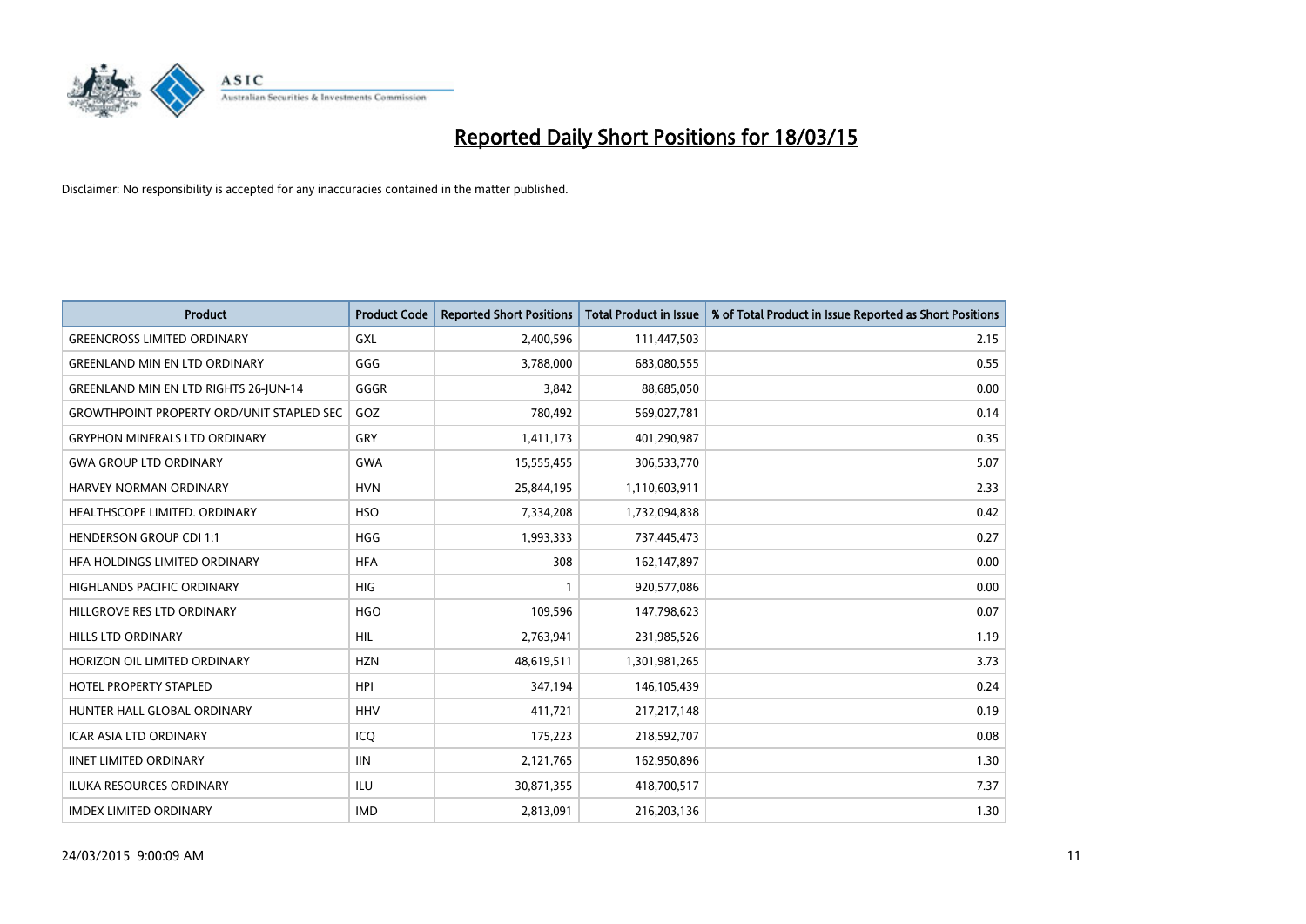# Reported Daily Short Positions for 18/03/15

Disclaimer: No responsibility is accepted for any inaccuracies contained in the matter published.

| Product | Product Code | Reported Short Positions | Total Product in Issue | % of Total Product in Issue Reported as Short Positions |
|---|---|---|---|---|
| GREENCROSS LIMITED ORDINARY | GXL | 2,400,596 | 111,447,503 | 2.15 |
| GREENLAND MIN EN LTD ORDINARY | GGG | 3,788,000 | 683,080,555 | 0.55 |
| GREENLAND MIN EN LTD RIGHTS 26-JUN-14 | GGGR | 3,842 | 88,685,050 | 0.00 |
| GROWTHPOINT PROPERTY ORD/UNIT STAPLED SEC | GOZ | 780,492 | 569,027,781 | 0.14 |
| GRYPHON MINERALS LTD ORDINARY | GRY | 1,411,173 | 401,290,987 | 0.35 |
| GWA GROUP LTD ORDINARY | GWA | 15,555,455 | 306,533,770 | 5.07 |
| HARVEY NORMAN ORDINARY | HVN | 25,844,195 | 1,110,603,911 | 2.33 |
| HEALTHSCOPE LIMITED. ORDINARY | HSO | 7,334,208 | 1,732,094,838 | 0.42 |
| HENDERSON GROUP CDI 1:1 | HGG | 1,993,333 | 737,445,473 | 0.27 |
| HFA HOLDINGS LIMITED ORDINARY | HFA | 308 | 162,147,897 | 0.00 |
| HIGHLANDS PACIFIC ORDINARY | HIG | 1 | 920,577,086 | 0.00 |
| HILLGROVE RES LTD ORDINARY | HGO | 109,596 | 147,798,623 | 0.07 |
| HILLS LTD ORDINARY | HIL | 2,763,941 | 231,985,526 | 1.19 |
| HORIZON OIL LIMITED ORDINARY | HZN | 48,619,511 | 1,301,981,265 | 3.73 |
| HOTEL PROPERTY STAPLED | HPI | 347,194 | 146,105,439 | 0.24 |
| HUNTER HALL GLOBAL ORDINARY | HHV | 411,721 | 217,217,148 | 0.19 |
| ICAR ASIA LTD ORDINARY | ICQ | 175,223 | 218,592,707 | 0.08 |
| IINET LIMITED ORDINARY | IIN | 2,121,765 | 162,950,896 | 1.30 |
| ILUKA RESOURCES ORDINARY | ILU | 30,871,355 | 418,700,517 | 7.37 |
| IMDEX LIMITED ORDINARY | IMD | 2,813,091 | 216,203,136 | 1.30 |

24/03/2015 9:00:09 AM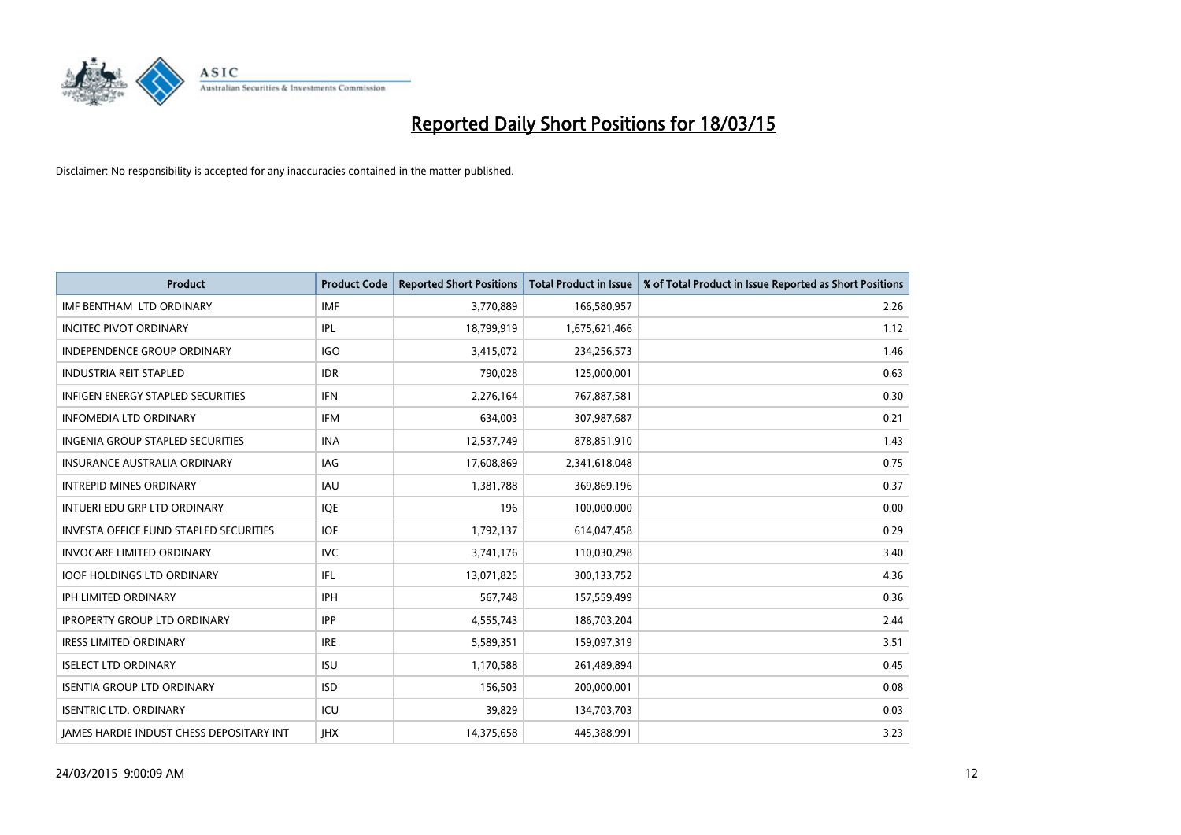# Reported Daily Short Positions for 18/03/15

Disclaimer: No responsibility is accepted for any inaccuracies contained in the matter published.

| Product | Product Code | Reported Short Positions | Total Product in Issue | % of Total Product in Issue Reported as Short Positions |
|---|---|---|---|---|
| IMF BENTHAM LTD ORDINARY | IMF | 3,770,889 | 166,580,957 | 2.26 |
| INCITEC PIVOT ORDINARY | IPL | 18,799,919 | 1,675,621,466 | 1.12 |
| INDEPENDENCE GROUP ORDINARY | IGO | 3,415,072 | 234,256,573 | 1.46 |
| INDUSTRIA REIT STAPLED | IDR | 790,028 | 125,000,001 | 0.63 |
| INFIGEN ENERGY STAPLED SECURITIES | IFN | 2,276,164 | 767,887,581 | 0.30 |
| INFOMEDIA LTD ORDINARY | IFM | 634,003 | 307,987,687 | 0.21 |
| INGENIA GROUP STAPLED SECURITIES | INA | 12,537,749 | 878,851,910 | 1.43 |
| INSURANCE AUSTRALIA ORDINARY | IAG | 17,608,869 | 2,341,618,048 | 0.75 |
| INTREPID MINES ORDINARY | IAU | 1,381,788 | 369,869,196 | 0.37 |
| INTUERI EDU GRP LTD ORDINARY | IQE | 196 | 100,000,000 | 0.00 |
| INVESTA OFFICE FUND STAPLED SECURITIES | IOF | 1,792,137 | 614,047,458 | 0.29 |
| INVOCARE LIMITED ORDINARY | IVC | 3,741,176 | 110,030,298 | 3.40 |
| IOOF HOLDINGS LTD ORDINARY | IFL | 13,071,825 | 300,133,752 | 4.36 |
| IPH LIMITED ORDINARY | IPH | 567,748 | 157,559,499 | 0.36 |
| IPROPERTY GROUP LTD ORDINARY | IPP | 4,555,743 | 186,703,204 | 2.44 |
| IRESS LIMITED ORDINARY | IRE | 5,589,351 | 159,097,319 | 3.51 |
| ISELECT LTD ORDINARY | ISU | 1,170,588 | 261,489,894 | 0.45 |
| ISENTIA GROUP LTD ORDINARY | ISD | 156,503 | 200,000,001 | 0.08 |
| ISENTRIC LTD. ORDINARY | ICU | 39,829 | 134,703,703 | 0.03 |
| JAMES HARDIE INDUST CHESS DEPOSITARY INT | JHX | 14,375,658 | 445,388,991 | 3.23 |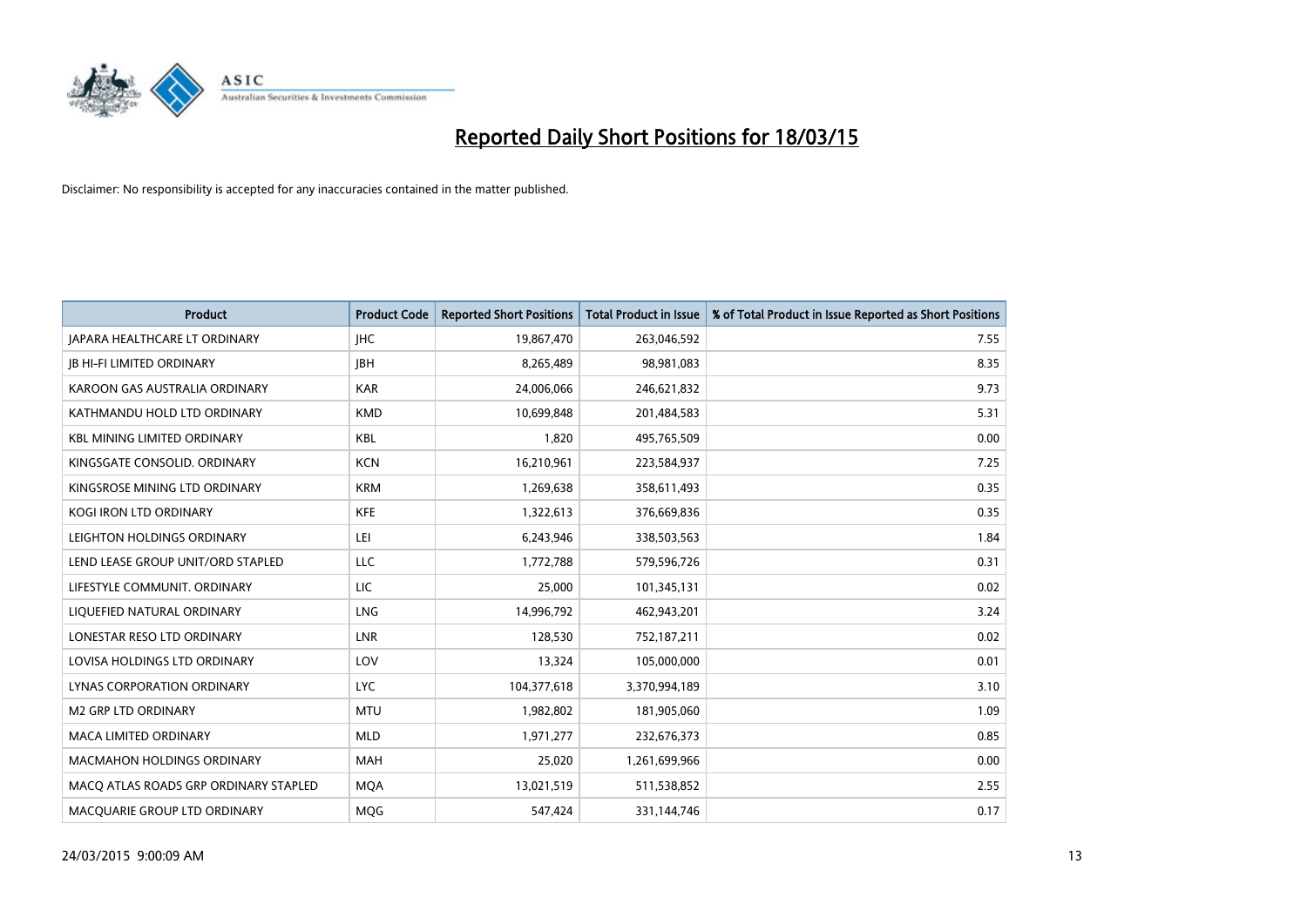# Reported Daily Short Positions for 18/03/15

Disclaimer: No responsibility is accepted for any inaccuracies contained in the matter published.

| Product | Product Code | Reported Short Positions | Total Product in Issue | % of Total Product in Issue Reported as Short Positions |
|---|---|---|---|---|
| JAPARA HEALTHCARE LT ORDINARY | JHC | 19,867,470 | 263,046,592 | 7.55 |
| JB HI-FI LIMITED ORDINARY | JBH | 8,265,489 | 98,981,083 | 8.35 |
| KAROON GAS AUSTRALIA ORDINARY | KAR | 24,006,066 | 246,621,832 | 9.73 |
| KATHMANDU HOLD LTD ORDINARY | KMD | 10,699,848 | 201,484,583 | 5.31 |
| KBL MINING LIMITED ORDINARY | KBL | 1,820 | 495,765,509 | 0.00 |
| KINGSGATE CONSOLID. ORDINARY | KCN | 16,210,961 | 223,584,937 | 7.25 |
| KINGSROSE MINING LTD ORDINARY | KRM | 1,269,638 | 358,611,493 | 0.35 |
| KOGI IRON LTD ORDINARY | KFE | 1,322,613 | 376,669,836 | 0.35 |
| LEIGHTON HOLDINGS ORDINARY | LEI | 6,243,946 | 338,503,563 | 1.84 |
| LEND LEASE GROUP UNIT/ORD STAPLED | LLC | 1,772,788 | 579,596,726 | 0.31 |
| LIFESTYLE COMMUNIT. ORDINARY | LIC | 25,000 | 101,345,131 | 0.02 |
| LIQUEFIED NATURAL ORDINARY | LNG | 14,996,792 | 462,943,201 | 3.24 |
| LONESTAR RESO LTD ORDINARY | LNR | 128,530 | 752,187,211 | 0.02 |
| LOVISA HOLDINGS LTD ORDINARY | LOV | 13,324 | 105,000,000 | 0.01 |
| LYNAS CORPORATION ORDINARY | LYC | 104,377,618 | 3,370,994,189 | 3.10 |
| M2 GRP LTD ORDINARY | MTU | 1,982,802 | 181,905,060 | 1.09 |
| MACA LIMITED ORDINARY | MLD | 1,971,277 | 232,676,373 | 0.85 |
| MACMAHON HOLDINGS ORDINARY | MAH | 25,020 | 1,261,699,966 | 0.00 |
| MACQ ATLAS ROADS GRP ORDINARY STAPLED | MQA | 13,021,519 | 511,538,852 | 2.55 |
| MACQUARIE GROUP LTD ORDINARY | MQG | 547,424 | 331,144,746 | 0.17 |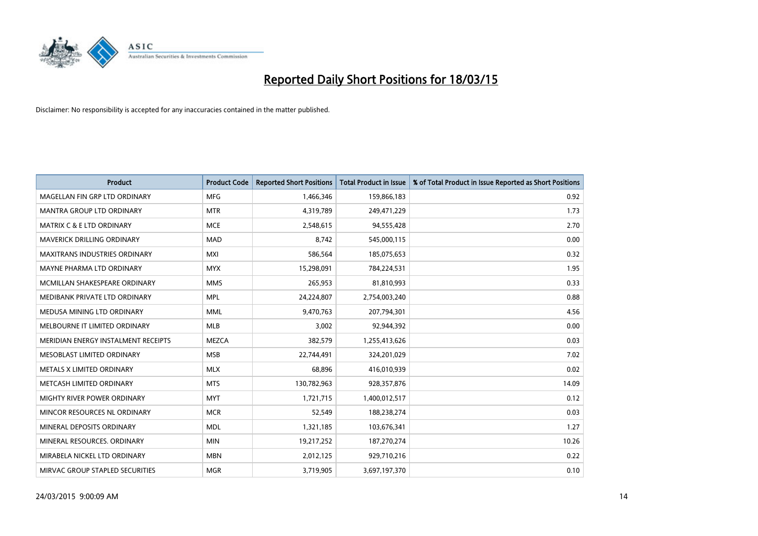# Reported Daily Short Positions for 18/03/15

Disclaimer: No responsibility is accepted for any inaccuracies contained in the matter published.

| Product | Product Code | Reported Short Positions | Total Product in Issue | % of Total Product in Issue Reported as Short Positions |
|---|---|---|---|---|
| MAGELLAN FIN GRP LTD ORDINARY | MFG | 1,466,346 | 159,866,183 | 0.92 |
| MANTRA GROUP LTD ORDINARY | MTR | 4,319,789 | 249,471,229 | 1.73 |
| MATRIX C & E LTD ORDINARY | MCE | 2,548,615 | 94,555,428 | 2.70 |
| MAVERICK DRILLING ORDINARY | MAD | 8,742 | 545,000,115 | 0.00 |
| MAXITRANS INDUSTRIES ORDINARY | MXI | 586,564 | 185,075,653 | 0.32 |
| MAYNE PHARMA LTD ORDINARY | MYX | 15,298,091 | 784,224,531 | 1.95 |
| MCMILLAN SHAKESPEARE ORDINARY | MMS | 265,953 | 81,810,993 | 0.33 |
| MEDIBANK PRIVATE LTD ORDINARY | MPL | 24,224,807 | 2,754,003,240 | 0.88 |
| MEDUSA MINING LTD ORDINARY | MML | 9,470,763 | 207,794,301 | 4.56 |
| MELBOURNE IT LIMITED ORDINARY | MLB | 3,002 | 92,944,392 | 0.00 |
| MERIDIAN ENERGY INSTALMENT RECEIPTS | MEZCA | 382,579 | 1,255,413,626 | 0.03 |
| MESOBLAST LIMITED ORDINARY | MSB | 22,744,491 | 324,201,029 | 7.02 |
| METALS X LIMITED ORDINARY | MLX | 68,896 | 416,010,939 | 0.02 |
| METCASH LIMITED ORDINARY | MTS | 130,782,963 | 928,357,876 | 14.09 |
| MIGHTY RIVER POWER ORDINARY | MYT | 1,721,715 | 1,400,012,517 | 0.12 |
| MINCOR RESOURCES NL ORDINARY | MCR | 52,549 | 188,238,274 | 0.03 |
| MINERAL DEPOSITS ORDINARY | MDL | 1,321,185 | 103,676,341 | 1.27 |
| MINERAL RESOURCES. ORDINARY | MIN | 19,217,252 | 187,270,274 | 10.26 |
| MIRABELA NICKEL LTD ORDINARY | MBN | 2,012,125 | 929,710,216 | 0.22 |
| MIRVAC GROUP STAPLED SECURITIES | MGR | 3,719,905 | 3,697,197,370 | 0.10 |

24/03/2015 9:00:09 AM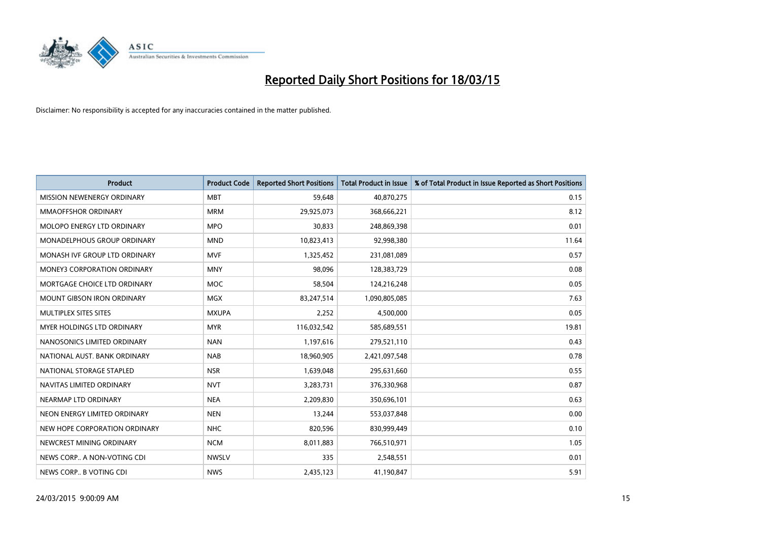# Reported Daily Short Positions for 18/03/15

Disclaimer: No responsibility is accepted for any inaccuracies contained in the matter published.

| Product | Product Code | Reported Short Positions | Total Product in Issue | % of Total Product in Issue Reported as Short Positions |
|---|---|---|---|---|
| MISSION NEWENERGY ORDINARY | MBT | 59,648 | 40,870,275 | 0.15 |
| MMAOFFSHOR ORDINARY | MRM | 29,925,073 | 368,666,221 | 8.12 |
| MOLOPO ENERGY LTD ORDINARY | MPO | 30,833 | 248,869,398 | 0.01 |
| MONADELPHOUS GROUP ORDINARY | MND | 10,823,413 | 92,998,380 | 11.64 |
| MONASH IVF GROUP LTD ORDINARY | MVF | 1,325,452 | 231,081,089 | 0.57 |
| MONEY3 CORPORATION ORDINARY | MNY | 98,096 | 128,383,729 | 0.08 |
| MORTGAGE CHOICE LTD ORDINARY | MOC | 58,504 | 124,216,248 | 0.05 |
| MOUNT GIBSON IRON ORDINARY | MGX | 83,247,514 | 1,090,805,085 | 7.63 |
| MULTIPLEX SITES SITES | MXUPA | 2,252 | 4,500,000 | 0.05 |
| MYER HOLDINGS LTD ORDINARY | MYR | 116,032,542 | 585,689,551 | 19.81 |
| NANOSONICS LIMITED ORDINARY | NAN | 1,197,616 | 279,521,110 | 0.43 |
| NATIONAL AUST. BANK ORDINARY | NAB | 18,960,905 | 2,421,097,548 | 0.78 |
| NATIONAL STORAGE STAPLED | NSR | 1,639,048 | 295,631,660 | 0.55 |
| NAVITAS LIMITED ORDINARY | NVT | 3,283,731 | 376,330,968 | 0.87 |
| NEARMAP LTD ORDINARY | NEA | 2,209,830 | 350,696,101 | 0.63 |
| NEON ENERGY LIMITED ORDINARY | NEN | 13,244 | 553,037,848 | 0.00 |
| NEW HOPE CORPORATION ORDINARY | NHC | 820,596 | 830,999,449 | 0.10 |
| NEWCREST MINING ORDINARY | NCM | 8,011,883 | 766,510,971 | 1.05 |
| NEWS CORP.. A NON-VOTING CDI | NWSLV | 335 | 2,548,551 | 0.01 |
| NEWS CORP.. B VOTING CDI | NWS | 2,435,123 | 41,190,847 | 5.91 |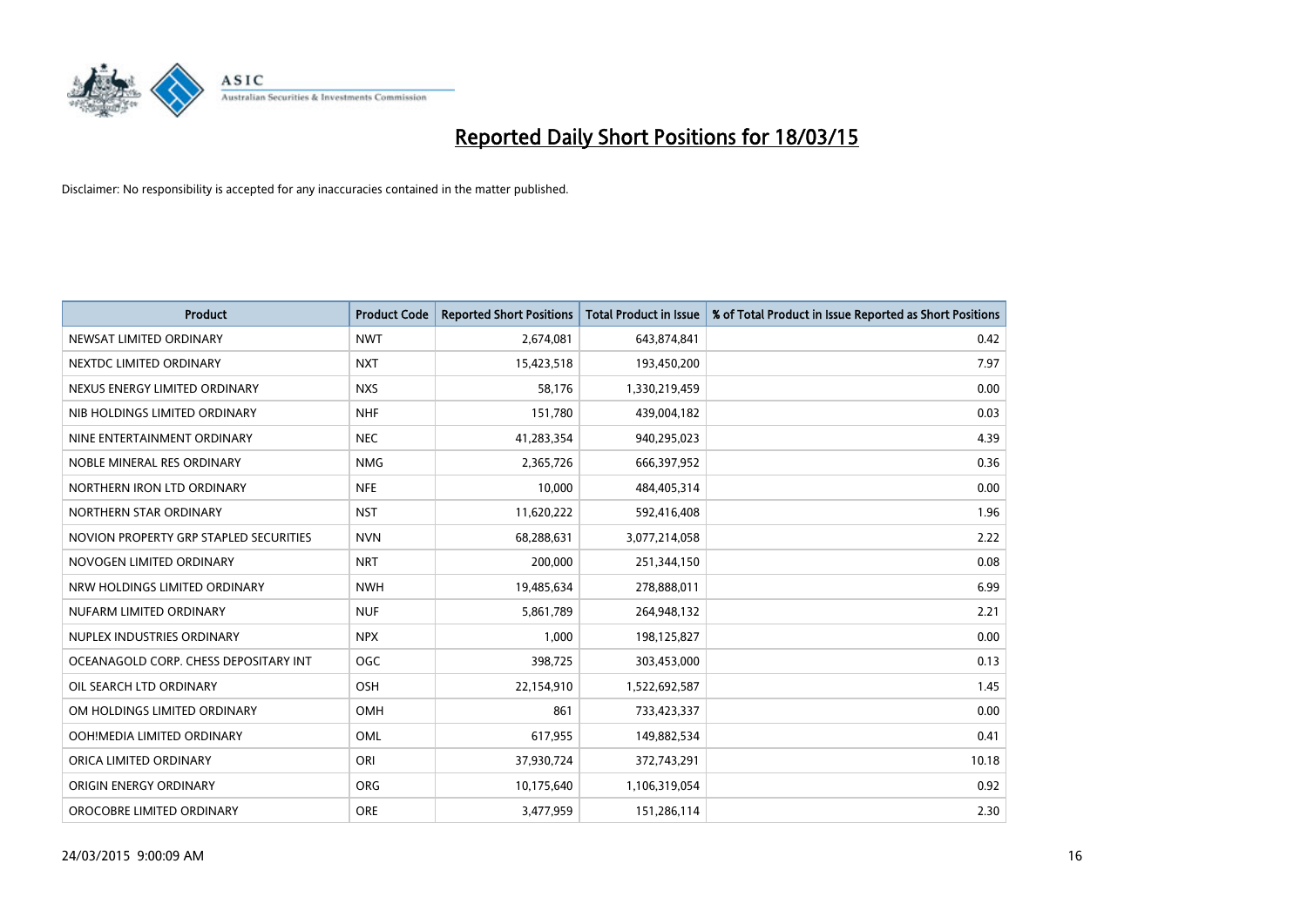# Reported Daily Short Positions for 18/03/15

Disclaimer: No responsibility is accepted for any inaccuracies contained in the matter published.

| Product | Product Code | Reported Short Positions | Total Product in Issue | % of Total Product in Issue Reported as Short Positions |
|---|---|---|---|---|
| NEWSAT LIMITED ORDINARY | NWT | 2,674,081 | 643,874,841 | 0.42 |
| NEXTDC LIMITED ORDINARY | NXT | 15,423,518 | 193,450,200 | 7.97 |
| NEXUS ENERGY LIMITED ORDINARY | NXS | 58,176 | 1,330,219,459 | 0.00 |
| NIB HOLDINGS LIMITED ORDINARY | NHF | 151,780 | 439,004,182 | 0.03 |
| NINE ENTERTAINMENT ORDINARY | NEC | 41,283,354 | 940,295,023 | 4.39 |
| NOBLE MINERAL RES ORDINARY | NMG | 2,365,726 | 666,397,952 | 0.36 |
| NORTHERN IRON LTD ORDINARY | NFE | 10,000 | 484,405,314 | 0.00 |
| NORTHERN STAR ORDINARY | NST | 11,620,222 | 592,416,408 | 1.96 |
| NOVION PROPERTY GRP STAPLED SECURITIES | NVN | 68,288,631 | 3,077,214,058 | 2.22 |
| NOVOGEN LIMITED ORDINARY | NRT | 200,000 | 251,344,150 | 0.08 |
| NRW HOLDINGS LIMITED ORDINARY | NWH | 19,485,634 | 278,888,011 | 6.99 |
| NUFARM LIMITED ORDINARY | NUF | 5,861,789 | 264,948,132 | 2.21 |
| NUPLEX INDUSTRIES ORDINARY | NPX | 1,000 | 198,125,827 | 0.00 |
| OCEANAGOLD CORP. CHESS DEPOSITARY INT | OGC | 398,725 | 303,453,000 | 0.13 |
| OIL SEARCH LTD ORDINARY | OSH | 22,154,910 | 1,522,692,587 | 1.45 |
| OM HOLDINGS LIMITED ORDINARY | OMH | 861 | 733,423,337 | 0.00 |
| OOH!MEDIA LIMITED ORDINARY | OML | 617,955 | 149,882,534 | 0.41 |
| ORICA LIMITED ORDINARY | ORI | 37,930,724 | 372,743,291 | 10.18 |
| ORIGIN ENERGY ORDINARY | ORG | 10,175,640 | 1,106,319,054 | 0.92 |
| OROCOBRE LIMITED ORDINARY | ORE | 3,477,959 | 151,286,114 | 2.30 |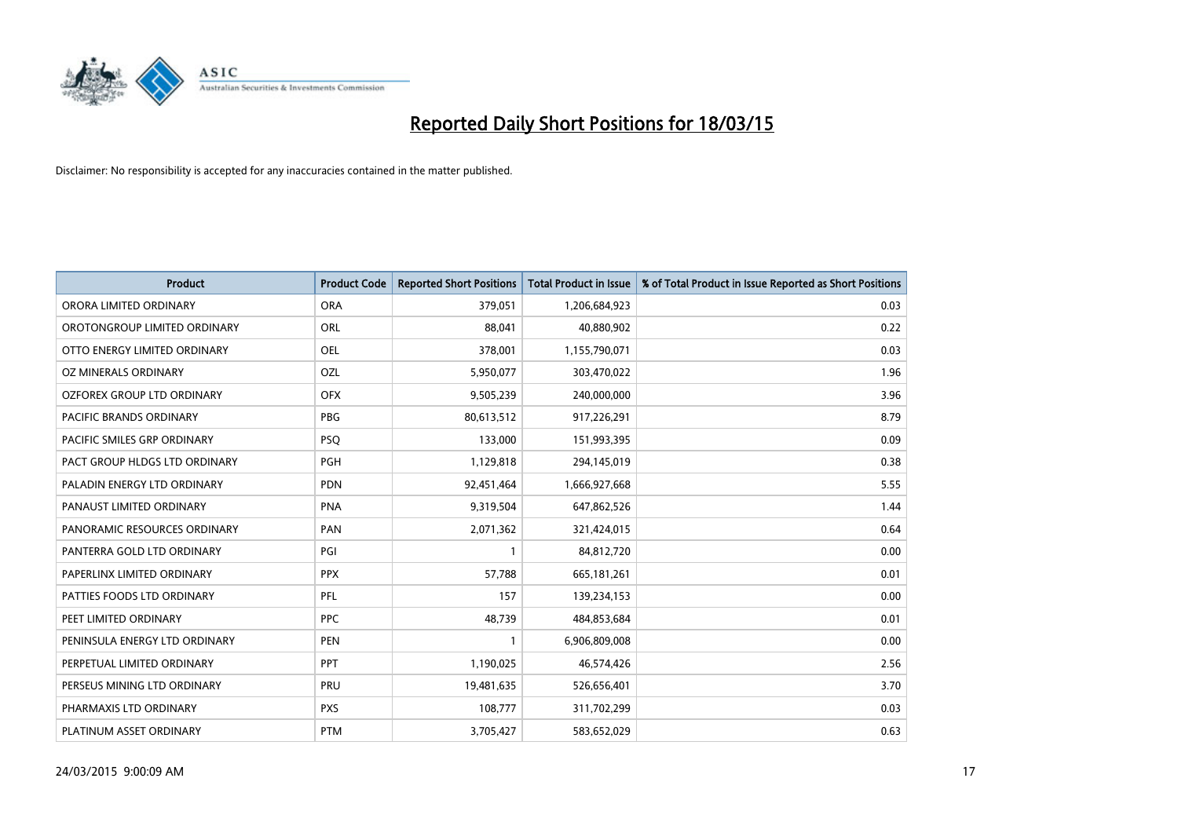# Reported Daily Short Positions for 18/03/15

Disclaimer: No responsibility is accepted for any inaccuracies contained in the matter published.

| Product | Product Code | Reported Short Positions | Total Product in Issue | % of Total Product in Issue Reported as Short Positions |
|---|---|---|---|---|
| ORORA LIMITED ORDINARY | ORA | 379,051 | 1,206,684,923 | 0.03 |
| OROTONGROUP LIMITED ORDINARY | ORL | 88,041 | 40,880,902 | 0.22 |
| OTTO ENERGY LIMITED ORDINARY | OEL | 378,001 | 1,155,790,071 | 0.03 |
| OZ MINERALS ORDINARY | OZL | 5,950,077 | 303,470,022 | 1.96 |
| OZFOREX GROUP LTD ORDINARY | OFX | 9,505,239 | 240,000,000 | 3.96 |
| PACIFIC BRANDS ORDINARY | PBG | 80,613,512 | 917,226,291 | 8.79 |
| PACIFIC SMILES GRP ORDINARY | PSQ | 133,000 | 151,993,395 | 0.09 |
| PACT GROUP HLDGS LTD ORDINARY | PGH | 1,129,818 | 294,145,019 | 0.38 |
| PALADIN ENERGY LTD ORDINARY | PDN | 92,451,464 | 1,666,927,668 | 5.55 |
| PANAUST LIMITED ORDINARY | PNA | 9,319,504 | 647,862,526 | 1.44 |
| PANORAMIC RESOURCES ORDINARY | PAN | 2,071,362 | 321,424,015 | 0.64 |
| PANTERRA GOLD LTD ORDINARY | PGI | 1 | 84,812,720 | 0.00 |
| PAPERLINX LIMITED ORDINARY | PPX | 57,788 | 665,181,261 | 0.01 |
| PATTIES FOODS LTD ORDINARY | PFL | 157 | 139,234,153 | 0.00 |
| PEET LIMITED ORDINARY | PPC | 48,739 | 484,853,684 | 0.01 |
| PENINSULA ENERGY LTD ORDINARY | PEN | 1 | 6,906,809,008 | 0.00 |
| PERPETUAL LIMITED ORDINARY | PPT | 1,190,025 | 46,574,426 | 2.56 |
| PERSEUS MINING LTD ORDINARY | PRU | 19,481,635 | 526,656,401 | 3.70 |
| PHARMAXIS LTD ORDINARY | PXS | 108,777 | 311,702,299 | 0.03 |
| PLATINUM ASSET ORDINARY | PTM | 3,705,427 | 583,652,029 | 0.63 |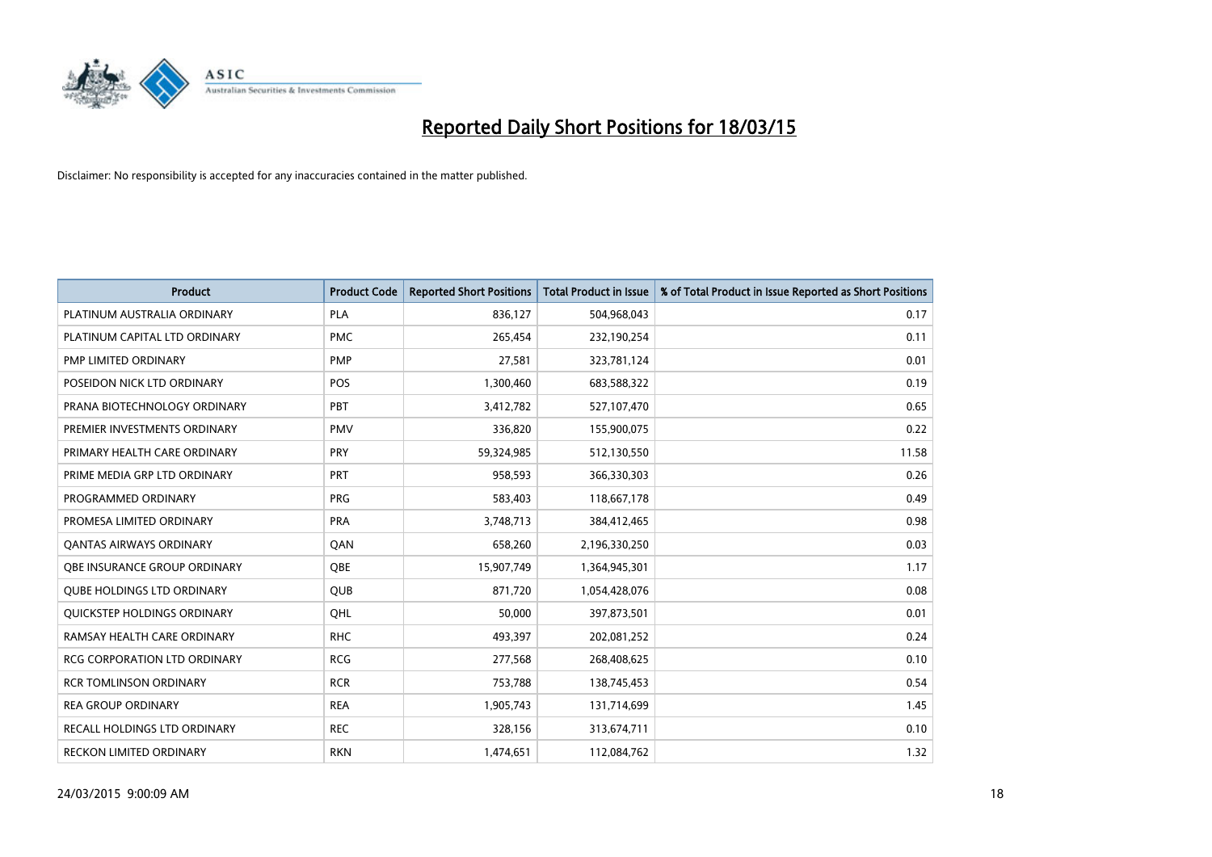# Reported Daily Short Positions for 18/03/15

Disclaimer: No responsibility is accepted for any inaccuracies contained in the matter published.

| Product | Product Code | Reported Short Positions | Total Product in Issue | % of Total Product in Issue Reported as Short Positions |
|---|---|---|---|---|
| PLATINUM AUSTRALIA ORDINARY | PLA | 836,127 | 504,968,043 | 0.17 |
| PLATINUM CAPITAL LTD ORDINARY | PMC | 265,454 | 232,190,254 | 0.11 |
| PMP LIMITED ORDINARY | PMP | 27,581 | 323,781,124 | 0.01 |
| POSEIDON NICK LTD ORDINARY | POS | 1,300,460 | 683,588,322 | 0.19 |
| PRANA BIOTECHNOLOGY ORDINARY | PBT | 3,412,782 | 527,107,470 | 0.65 |
| PREMIER INVESTMENTS ORDINARY | PMV | 336,820 | 155,900,075 | 0.22 |
| PRIMARY HEALTH CARE ORDINARY | PRY | 59,324,985 | 512,130,550 | 11.58 |
| PRIME MEDIA GRP LTD ORDINARY | PRT | 958,593 | 366,330,303 | 0.26 |
| PROGRAMMED ORDINARY | PRG | 583,403 | 118,667,178 | 0.49 |
| PROMESA LIMITED ORDINARY | PRA | 3,748,713 | 384,412,465 | 0.98 |
| QANTAS AIRWAYS ORDINARY | QAN | 658,260 | 2,196,330,250 | 0.03 |
| QBE INSURANCE GROUP ORDINARY | QBE | 15,907,749 | 1,364,945,301 | 1.17 |
| QUBE HOLDINGS LTD ORDINARY | QUB | 871,720 | 1,054,428,076 | 0.08 |
| QUICKSTEP HOLDINGS ORDINARY | QHL | 50,000 | 397,873,501 | 0.01 |
| RAMSAY HEALTH CARE ORDINARY | RHC | 493,397 | 202,081,252 | 0.24 |
| RCG CORPORATION LTD ORDINARY | RCG | 277,568 | 268,408,625 | 0.10 |
| RCR TOMLINSON ORDINARY | RCR | 753,788 | 138,745,453 | 0.54 |
| REA GROUP ORDINARY | REA | 1,905,743 | 131,714,699 | 1.45 |
| RECALL HOLDINGS LTD ORDINARY | REC | 328,156 | 313,674,711 | 0.10 |
| RECKON LIMITED ORDINARY | RKN | 1,474,651 | 112,084,762 | 1.32 |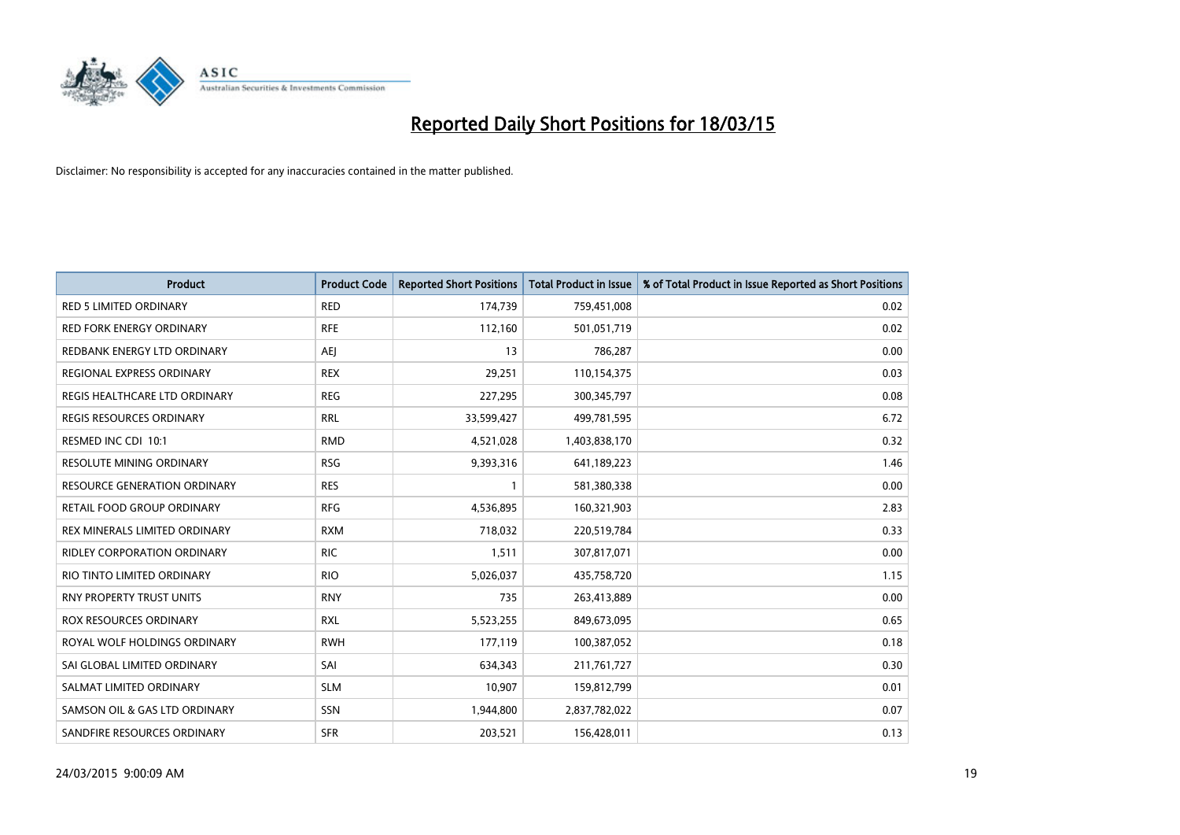# Reported Daily Short Positions for 18/03/15

Disclaimer: No responsibility is accepted for any inaccuracies contained in the matter published.

| Product | Product Code | Reported Short Positions | Total Product in Issue | % of Total Product in Issue Reported as Short Positions |
|---|---|---|---|---|
| RED 5 LIMITED ORDINARY | RED | 174,739 | 759,451,008 | 0.02 |
| RED FORK ENERGY ORDINARY | RFE | 112,160 | 501,051,719 | 0.02 |
| REDBANK ENERGY LTD ORDINARY | AEJ | 13 | 786,287 | 0.00 |
| REGIONAL EXPRESS ORDINARY | REX | 29,251 | 110,154,375 | 0.03 |
| REGIS HEALTHCARE LTD ORDINARY | REG | 227,295 | 300,345,797 | 0.08 |
| REGIS RESOURCES ORDINARY | RRL | 33,599,427 | 499,781,595 | 6.72 |
| RESMED INC CDI 10:1 | RMD | 4,521,028 | 1,403,838,170 | 0.32 |
| RESOLUTE MINING ORDINARY | RSG | 9,393,316 | 641,189,223 | 1.46 |
| RESOURCE GENERATION ORDINARY | RES | 1 | 581,380,338 | 0.00 |
| RETAIL FOOD GROUP ORDINARY | RFG | 4,536,895 | 160,321,903 | 2.83 |
| REX MINERALS LIMITED ORDINARY | RXM | 718,032 | 220,519,784 | 0.33 |
| RIDLEY CORPORATION ORDINARY | RIC | 1,511 | 307,817,071 | 0.00 |
| RIO TINTO LIMITED ORDINARY | RIO | 5,026,037 | 435,758,720 | 1.15 |
| RNY PROPERTY TRUST UNITS | RNY | 735 | 263,413,889 | 0.00 |
| ROX RESOURCES ORDINARY | RXL | 5,523,255 | 849,673,095 | 0.65 |
| ROYAL WOLF HOLDINGS ORDINARY | RWH | 177,119 | 100,387,052 | 0.18 |
| SAI GLOBAL LIMITED ORDINARY | SAI | 634,343 | 211,761,727 | 0.30 |
| SALMAT LIMITED ORDINARY | SLM | 10,907 | 159,812,799 | 0.01 |
| SAMSON OIL & GAS LTD ORDINARY | SSN | 1,944,800 | 2,837,782,022 | 0.07 |
| SANDFIRE RESOURCES ORDINARY | SFR | 203,521 | 156,428,011 | 0.13 |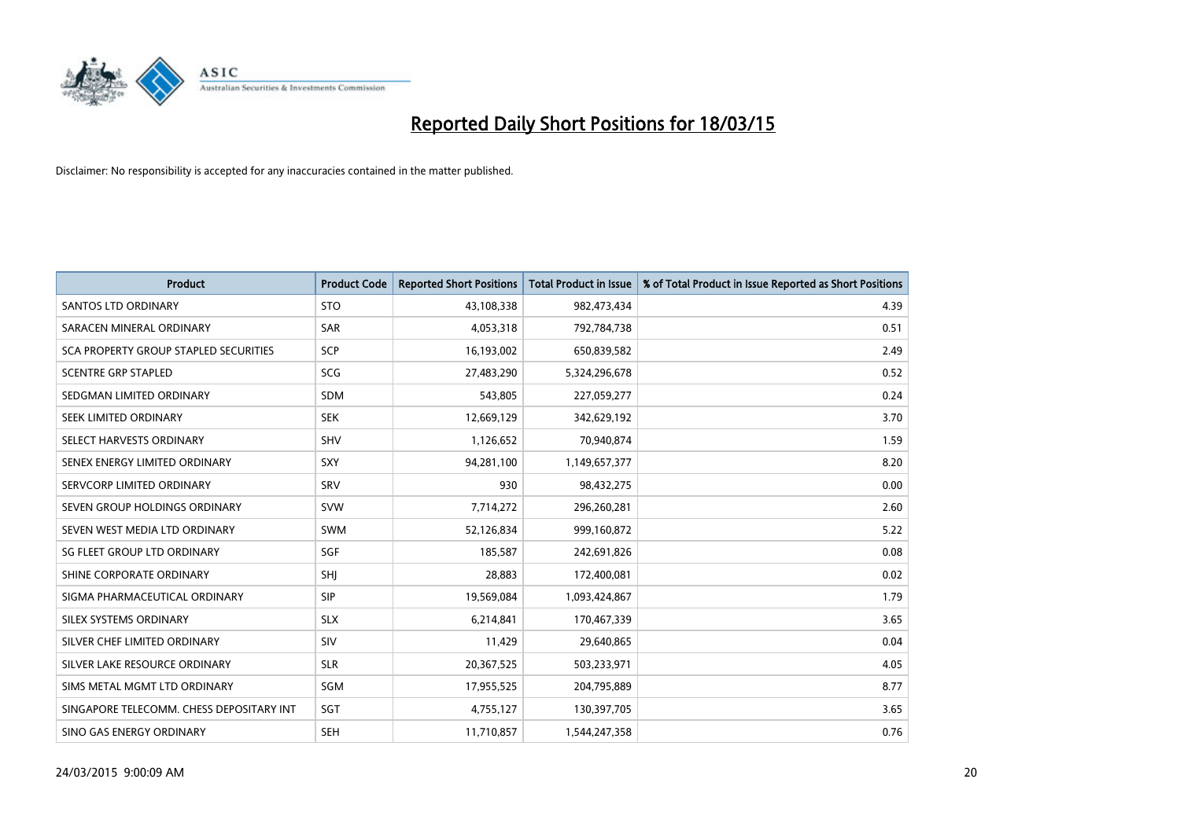# Reported Daily Short Positions for 18/03/15

Disclaimer: No responsibility is accepted for any inaccuracies contained in the matter published.

| Product | Product Code | Reported Short Positions | Total Product in Issue | % of Total Product in Issue Reported as Short Positions |
|---|---|---|---|---|
| SANTOS LTD ORDINARY | STO | 43,108,338 | 982,473,434 | 4.39 |
| SARACEN MINERAL ORDINARY | SAR | 4,053,318 | 792,784,738 | 0.51 |
| SCA PROPERTY GROUP STAPLED SECURITIES | SCP | 16,193,002 | 650,839,582 | 2.49 |
| SCENTRE GRP STAPLED | SCG | 27,483,290 | 5,324,296,678 | 0.52 |
| SEDGMAN LIMITED ORDINARY | SDM | 543,805 | 227,059,277 | 0.24 |
| SEEK LIMITED ORDINARY | SEK | 12,669,129 | 342,629,192 | 3.70 |
| SELECT HARVESTS ORDINARY | SHV | 1,126,652 | 70,940,874 | 1.59 |
| SENEX ENERGY LIMITED ORDINARY | SXY | 94,281,100 | 1,149,657,377 | 8.20 |
| SERVCORP LIMITED ORDINARY | SRV | 930 | 98,432,275 | 0.00 |
| SEVEN GROUP HOLDINGS ORDINARY | SVW | 7,714,272 | 296,260,281 | 2.60 |
| SEVEN WEST MEDIA LTD ORDINARY | SWM | 52,126,834 | 999,160,872 | 5.22 |
| SG FLEET GROUP LTD ORDINARY | SGF | 185,587 | 242,691,826 | 0.08 |
| SHINE CORPORATE ORDINARY | SHJ | 28,883 | 172,400,081 | 0.02 |
| SIGMA PHARMACEUTICAL ORDINARY | SIP | 19,569,084 | 1,093,424,867 | 1.79 |
| SILEX SYSTEMS ORDINARY | SLX | 6,214,841 | 170,467,339 | 3.65 |
| SILVER CHEF LIMITED ORDINARY | SIV | 11,429 | 29,640,865 | 0.04 |
| SILVER LAKE RESOURCE ORDINARY | SLR | 20,367,525 | 503,233,971 | 4.05 |
| SIMS METAL MGMT LTD ORDINARY | SGM | 17,955,525 | 204,795,889 | 8.77 |
| SINGAPORE TELECOMM. CHESS DEPOSITARY INT | SGT | 4,755,127 | 130,397,705 | 3.65 |
| SINO GAS ENERGY ORDINARY | SEH | 11,710,857 | 1,544,247,358 | 0.76 |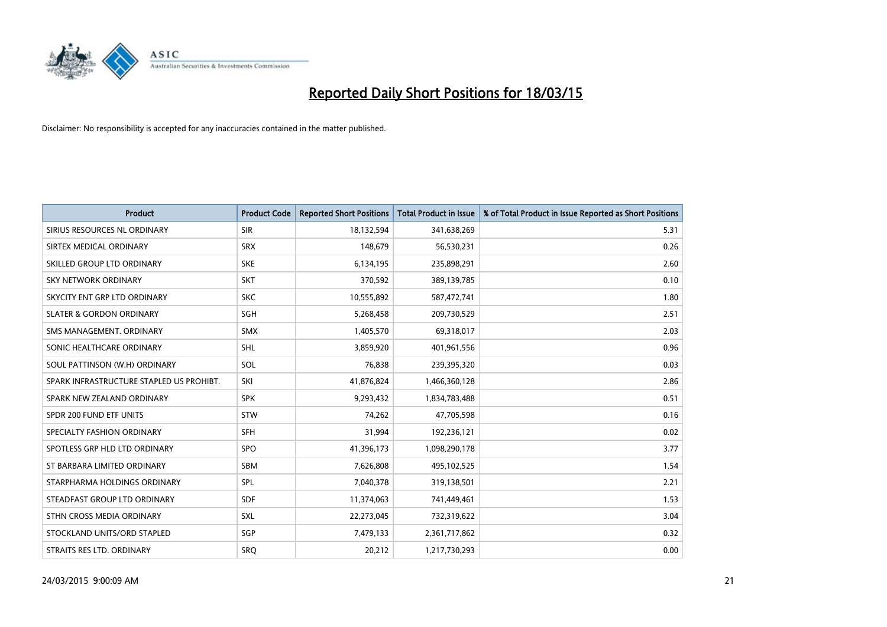# Reported Daily Short Positions for 18/03/15

Disclaimer: No responsibility is accepted for any inaccuracies contained in the matter published.

| Product | Product Code | Reported Short Positions | Total Product in Issue | % of Total Product in Issue Reported as Short Positions |
|---|---|---|---|---|
| SIRIUS RESOURCES NL ORDINARY | SIR | 18,132,594 | 341,638,269 | 5.31 |
| SIRTEX MEDICAL ORDINARY | SRX | 148,679 | 56,530,231 | 0.26 |
| SKILLED GROUP LTD ORDINARY | SKE | 6,134,195 | 235,898,291 | 2.60 |
| SKY NETWORK ORDINARY | SKT | 370,592 | 389,139,785 | 0.10 |
| SKYCITY ENT GRP LTD ORDINARY | SKC | 10,555,892 | 587,472,741 | 1.80 |
| SLATER & GORDON ORDINARY | SGH | 5,268,458 | 209,730,529 | 2.51 |
| SMS MANAGEMENT. ORDINARY | SMX | 1,405,570 | 69,318,017 | 2.03 |
| SONIC HEALTHCARE ORDINARY | SHL | 3,859,920 | 401,961,556 | 0.96 |
| SOUL PATTINSON (W.H) ORDINARY | SOL | 76,838 | 239,395,320 | 0.03 |
| SPARK INFRASTRUCTURE STAPLED US PROHIBT. | SKI | 41,876,824 | 1,466,360,128 | 2.86 |
| SPARK NEW ZEALAND ORDINARY | SPK | 9,293,432 | 1,834,783,488 | 0.51 |
| SPDR 200 FUND ETF UNITS | STW | 74,262 | 47,705,598 | 0.16 |
| SPECIALTY FASHION ORDINARY | SFH | 31,994 | 192,236,121 | 0.02 |
| SPOTLESS GRP HLD LTD ORDINARY | SPO | 41,396,173 | 1,098,290,178 | 3.77 |
| ST BARBARA LIMITED ORDINARY | SBM | 7,626,808 | 495,102,525 | 1.54 |
| STARPHARMA HOLDINGS ORDINARY | SPL | 7,040,378 | 319,138,501 | 2.21 |
| STEADFAST GROUP LTD ORDINARY | SDF | 11,374,063 | 741,449,461 | 1.53 |
| STHN CROSS MEDIA ORDINARY | SXL | 22,273,045 | 732,319,622 | 3.04 |
| STOCKLAND UNITS/ORD STAPLED | SGP | 7,479,133 | 2,361,717,862 | 0.32 |
| STRAITS RES LTD. ORDINARY | SRQ | 20,212 | 1,217,730,293 | 0.00 |

24/03/2015 9:00:09 AM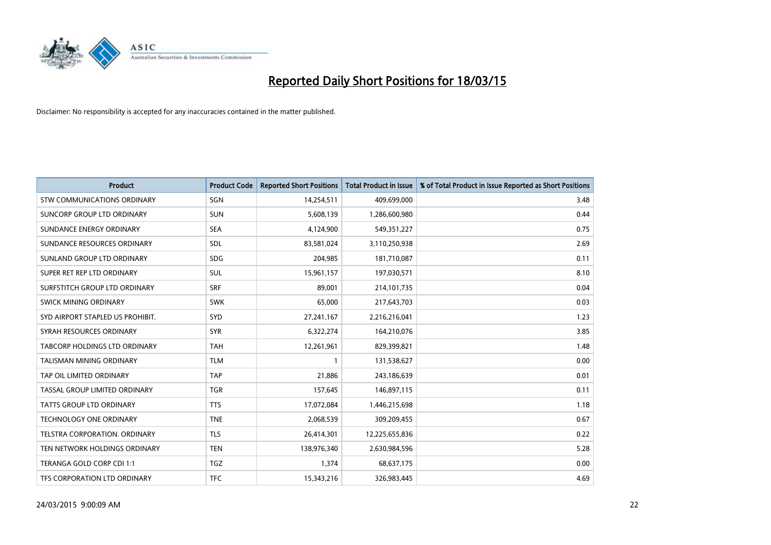# Reported Daily Short Positions for 18/03/15

Disclaimer: No responsibility is accepted for any inaccuracies contained in the matter published.

| Product | Product Code | Reported Short Positions | Total Product in Issue | % of Total Product in Issue Reported as Short Positions |
|---|---|---|---|---|
| STW COMMUNICATIONS ORDINARY | SGN | 14,254,511 | 409,699,000 | 3.48 |
| SUNCORP GROUP LTD ORDINARY | SUN | 5,608,139 | 1,286,600,980 | 0.44 |
| SUNDANCE ENERGY ORDINARY | SEA | 4,124,900 | 549,351,227 | 0.75 |
| SUNDANCE RESOURCES ORDINARY | SDL | 83,581,024 | 3,110,250,938 | 2.69 |
| SUNLAND GROUP LTD ORDINARY | SDG | 204,985 | 181,710,087 | 0.11 |
| SUPER RET REP LTD ORDINARY | SUL | 15,961,157 | 197,030,571 | 8.10 |
| SURFSTITCH GROUP LTD ORDINARY | SRF | 89,001 | 214,101,735 | 0.04 |
| SWICK MINING ORDINARY | SWK | 65,000 | 217,643,703 | 0.03 |
| SYD AIRPORT STAPLED US PROHIBIT. | SYD | 27,241,167 | 2,216,216,041 | 1.23 |
| SYRAH RESOURCES ORDINARY | SYR | 6,322,274 | 164,210,076 | 3.85 |
| TABCORP HOLDINGS LTD ORDINARY | TAH | 12,261,961 | 829,399,821 | 1.48 |
| TALISMAN MINING ORDINARY | TLM | 1 | 131,538,627 | 0.00 |
| TAP OIL LIMITED ORDINARY | TAP | 21,886 | 243,186,639 | 0.01 |
| TASSAL GROUP LIMITED ORDINARY | TGR | 157,645 | 146,897,115 | 0.11 |
| TATTS GROUP LTD ORDINARY | TTS | 17,072,084 | 1,446,215,698 | 1.18 |
| TECHNOLOGY ONE ORDINARY | TNE | 2,068,539 | 309,209,455 | 0.67 |
| TELSTRA CORPORATION. ORDINARY | TLS | 26,414,301 | 12,225,655,836 | 0.22 |
| TEN NETWORK HOLDINGS ORDINARY | TEN | 138,976,340 | 2,630,984,596 | 5.28 |
| TERANGA GOLD CORP CDI 1:1 | TGZ | 1,374 | 68,637,175 | 0.00 |
| TFS CORPORATION LTD ORDINARY | TFC | 15,343,216 | 326,983,445 | 4.69 |

24/03/2015 9:00:09 AM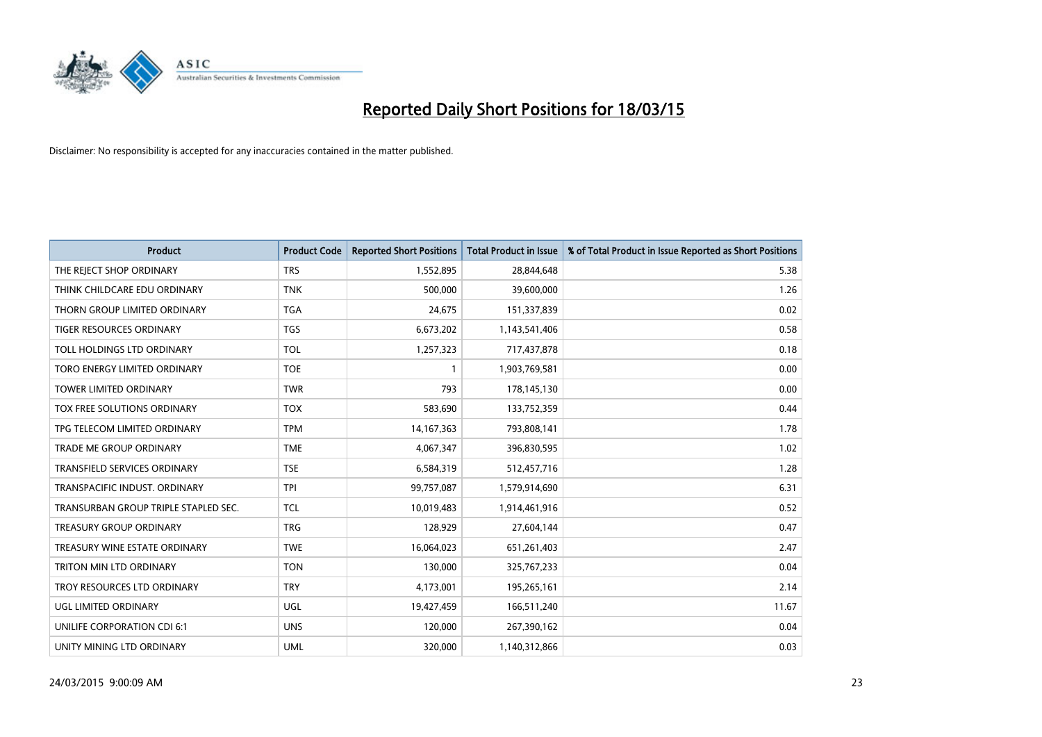# Reported Daily Short Positions for 18/03/15

Disclaimer: No responsibility is accepted for any inaccuracies contained in the matter published.

| Product | Product Code | Reported Short Positions | Total Product in Issue | % of Total Product in Issue Reported as Short Positions |
|---|---|---|---|---|
| THE REJECT SHOP ORDINARY | TRS | 1,552,895 | 28,844,648 | 5.38 |
| THINK CHILDCARE EDU ORDINARY | TNK | 500,000 | 39,600,000 | 1.26 |
| THORN GROUP LIMITED ORDINARY | TGA | 24,675 | 151,337,839 | 0.02 |
| TIGER RESOURCES ORDINARY | TGS | 6,673,202 | 1,143,541,406 | 0.58 |
| TOLL HOLDINGS LTD ORDINARY | TOL | 1,257,323 | 717,437,878 | 0.18 |
| TORO ENERGY LIMITED ORDINARY | TOE | 1 | 1,903,769,581 | 0.00 |
| TOWER LIMITED ORDINARY | TWR | 793 | 178,145,130 | 0.00 |
| TOX FREE SOLUTIONS ORDINARY | TOX | 583,690 | 133,752,359 | 0.44 |
| TPG TELECOM LIMITED ORDINARY | TPM | 14,167,363 | 793,808,141 | 1.78 |
| TRADE ME GROUP ORDINARY | TME | 4,067,347 | 396,830,595 | 1.02 |
| TRANSFIELD SERVICES ORDINARY | TSE | 6,584,319 | 512,457,716 | 1.28 |
| TRANSPACIFIC INDUST. ORDINARY | TPI | 99,757,087 | 1,579,914,690 | 6.31 |
| TRANSURBAN GROUP TRIPLE STAPLED SEC. | TCL | 10,019,483 | 1,914,461,916 | 0.52 |
| TREASURY GROUP ORDINARY | TRG | 128,929 | 27,604,144 | 0.47 |
| TREASURY WINE ESTATE ORDINARY | TWE | 16,064,023 | 651,261,403 | 2.47 |
| TRITON MIN LTD ORDINARY | TON | 130,000 | 325,767,233 | 0.04 |
| TROY RESOURCES LTD ORDINARY | TRY | 4,173,001 | 195,265,161 | 2.14 |
| UGL LIMITED ORDINARY | UGL | 19,427,459 | 166,511,240 | 11.67 |
| UNILIFE CORPORATION CDI 6:1 | UNS | 120,000 | 267,390,162 | 0.04 |
| UNITY MINING LTD ORDINARY | UML | 320,000 | 1,140,312,866 | 0.03 |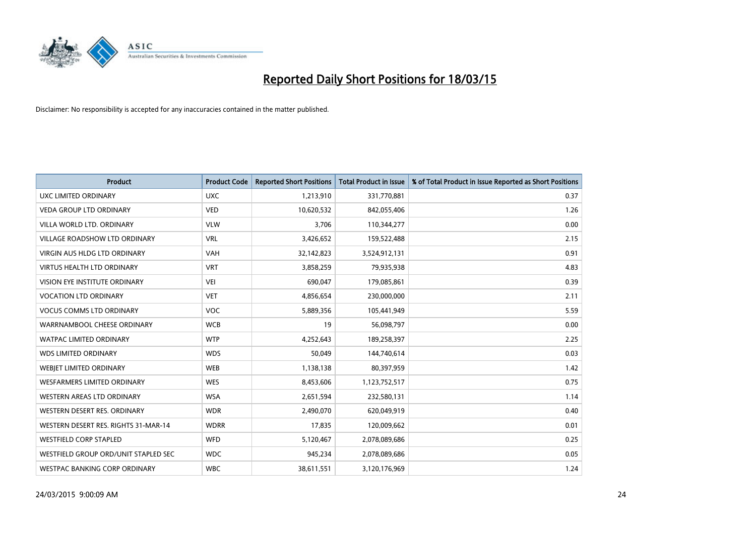# Reported Daily Short Positions for 18/03/15

Disclaimer: No responsibility is accepted for any inaccuracies contained in the matter published.

| Product | Product Code | Reported Short Positions | Total Product in Issue | % of Total Product in Issue Reported as Short Positions |
|---|---|---|---|---|
| UXC LIMITED ORDINARY | UXC | 1,213,910 | 331,770,881 | 0.37 |
| VEDA GROUP LTD ORDINARY | VED | 10,620,532 | 842,055,406 | 1.26 |
| VILLA WORLD LTD. ORDINARY | VLW | 3,706 | 110,344,277 | 0.00 |
| VILLAGE ROADSHOW LTD ORDINARY | VRL | 3,426,652 | 159,522,488 | 2.15 |
| VIRGIN AUS HLDG LTD ORDINARY | VAH | 32,142,823 | 3,524,912,131 | 0.91 |
| VIRTUS HEALTH LTD ORDINARY | VRT | 3,858,259 | 79,935,938 | 4.83 |
| VISION EYE INSTITUTE ORDINARY | VEI | 690,047 | 179,085,861 | 0.39 |
| VOCATION LTD ORDINARY | VET | 4,856,654 | 230,000,000 | 2.11 |
| VOCUS COMMS LTD ORDINARY | VOC | 5,889,356 | 105,441,949 | 5.59 |
| WARRNAMBOOL CHEESE ORDINARY | WCB | 19 | 56,098,797 | 0.00 |
| WATPAC LIMITED ORDINARY | WTP | 4,252,643 | 189,258,397 | 2.25 |
| WDS LIMITED ORDINARY | WDS | 50,049 | 144,740,614 | 0.03 |
| WEBJET LIMITED ORDINARY | WEB | 1,138,138 | 80,397,959 | 1.42 |
| WESFARMERS LIMITED ORDINARY | WES | 8,453,606 | 1,123,752,517 | 0.75 |
| WESTERN AREAS LTD ORDINARY | WSA | 2,651,594 | 232,580,131 | 1.14 |
| WESTERN DESERT RES. ORDINARY | WDR | 2,490,070 | 620,049,919 | 0.40 |
| WESTERN DESERT RES. RIGHTS 31-MAR-14 | WDRR | 17,835 | 120,009,662 | 0.01 |
| WESTFIELD CORP STAPLED | WFD | 5,120,467 | 2,078,089,686 | 0.25 |
| WESTFIELD GROUP ORD/UNIT STAPLED SEC | WDC | 945,234 | 2,078,089,686 | 0.05 |
| WESTPAC BANKING CORP ORDINARY | WBC | 38,611,551 | 3,120,176,969 | 1.24 |

24/03/2015 9:00:09 AM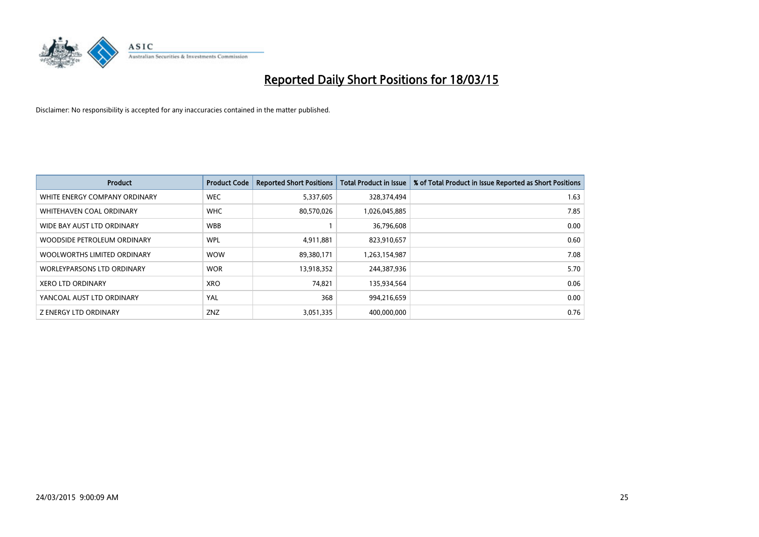# Reported Daily Short Positions for 18/03/15

Disclaimer: No responsibility is accepted for any inaccuracies contained in the matter published.

| Product | Product Code | Reported Short Positions | Total Product in Issue | % of Total Product in Issue Reported as Short Positions |
|---|---|---|---|---|
| WHITE ENERGY COMPANY ORDINARY | WEC | 5,337,605 | 328,374,494 | 1.63 |
| WHITEHAVEN COAL ORDINARY | WHC | 80,570,026 | 1,026,045,885 | 7.85 |
| WIDE BAY AUST LTD ORDINARY | WBB | 1 | 36,796,608 | 0.00 |
| WOODSIDE PETROLEUM ORDINARY | WPL | 4,911,881 | 823,910,657 | 0.60 |
| WOOLWORTHS LIMITED ORDINARY | WOW | 89,380,171 | 1,263,154,987 | 7.08 |
| WORLEYPARSONS LTD ORDINARY | WOR | 13,918,352 | 244,387,936 | 5.70 |
| XERO LTD ORDINARY | XRO | 74,821 | 135,934,564 | 0.06 |
| YANCOAL AUST LTD ORDINARY | YAL | 368 | 994,216,659 | 0.00 |
| Z ENERGY LTD ORDINARY | ZNZ | 3,051,335 | 400,000,000 | 0.76 |

24/03/2015 9:00:09 AM